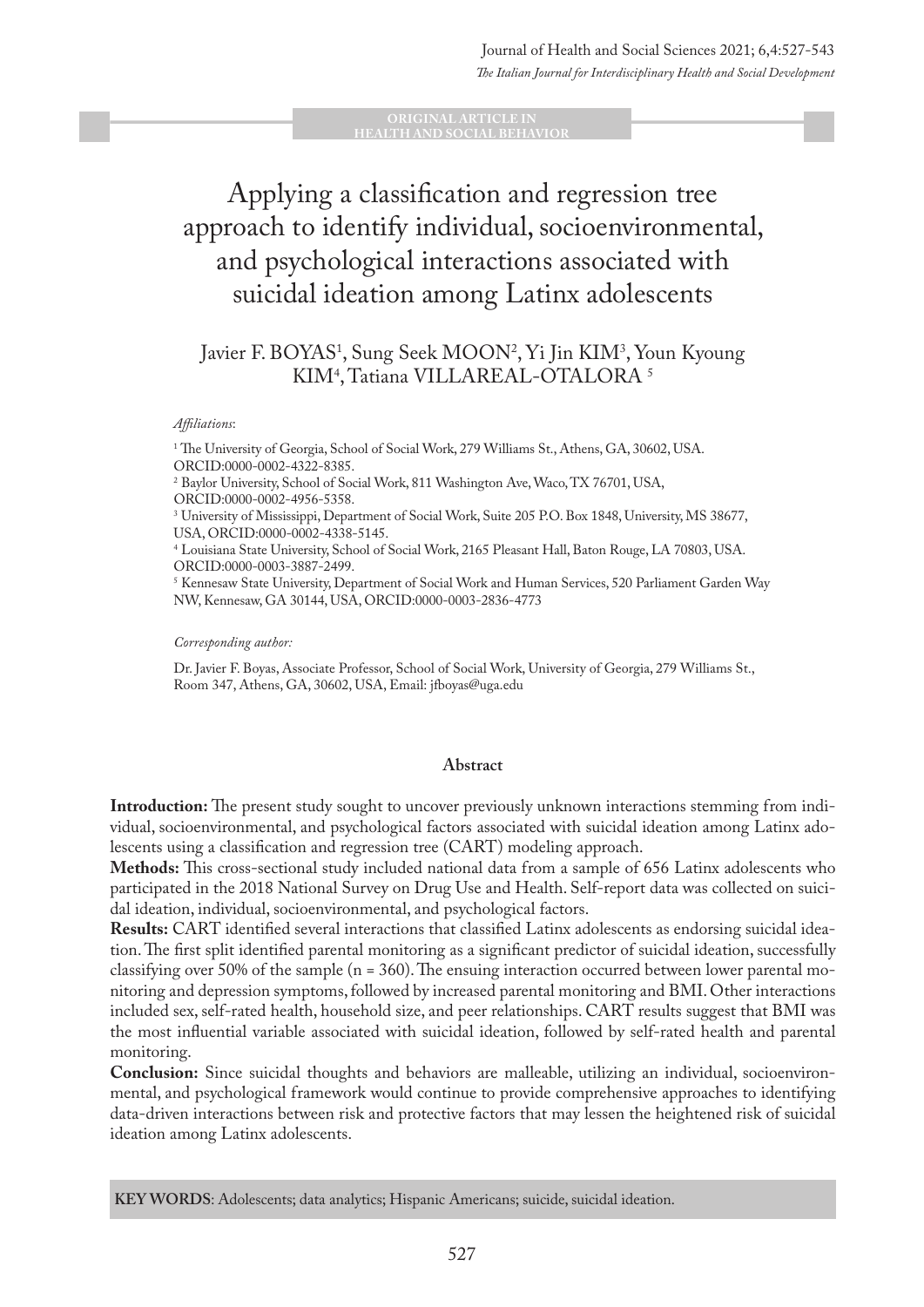ORIGINAL ARTICLE IN HEALTH AND SOCIAL BEHAVIOR

# Applying a classification and regression tree approach to identify individual, socioenvironmental, and psychological interactions associated with suicidal ideation among Latinx adolescents

Javier F. BOYAS[1], Sung Seek MOON[2], Yi Jin KIM[3], Youn Kyoung KIM[4], Tatiana VILLAREAL-OTALORA [5]

*Affiliations*:

[1] The University of Georgia, School of Social Work, 279 Williams St., Athens, GA, 30602, USA. ORCID:0000-0002-4322-8385.
[2] Baylor University, School of Social Work, 811 Washington Ave, Waco, TX 76701, USA, ORCID:0000-0002-4956-5358.
[3] University of Mississippi, Department of Social Work, Suite 205 P.O. Box 1848, University, MS 38677, USA, ORCID:0000-0002-4338-5145.
[4] Louisiana State University, School of Social Work, 2165 Pleasant Hall, Baton Rouge, LA 70803, USA. ORCID:0000-0003-3887-2499.
[5] Kennesaw State University, Department of Social Work and Human Services, 520 Parliament Garden Way NW, Kennesaw, GA 30144, USA, ORCID:0000-0003-2836-4773

*Corresponding author:*

Dr. Javier F. Boyas, Associate Professor, School of Social Work, University of Georgia, 279 Williams St., Room 347, Athens, GA, 30602, USA, Email: jfboyas@uga.edu

## Abstract

**Introduction:** The present study sought to uncover previously unknown interactions stemming from individual, socioenvironmental, and psychological factors associated with suicidal ideation among Latinx adolescents using a classification and regression tree (CART) modeling approach.

**Methods:** This cross-sectional study included national data from a sample of 656 Latinx adolescents who participated in the 2018 National Survey on Drug Use and Health. Self-report data was collected on suicidal ideation, individual, socioenvironmental, and psychological factors.

**Results:** CART identified several interactions that classified Latinx adolescents as endorsing suicidal ideation. The first split identified parental monitoring as a significant predictor of suicidal ideation, successfully classifying over 50% of the sample (n = 360). The ensuing interaction occurred between lower parental monitoring and depression symptoms, followed by increased parental monitoring and BMI. Other interactions included sex, self-rated health, household size, and peer relationships. CART results suggest that BMI was the most influential variable associated with suicidal ideation, followed by self-rated health and parental monitoring.

**Conclusion:** Since suicidal thoughts and behaviors are malleable, utilizing an individual, socioenvironmental, and psychological framework would continue to provide comprehensive approaches to identifying data-driven interactions between risk and protective factors that may lessen the heightened risk of suicidal ideation among Latinx adolescents.

**KEY WORDS**: Adolescents; data analytics; Hispanic Americans; suicide, suicidal ideation.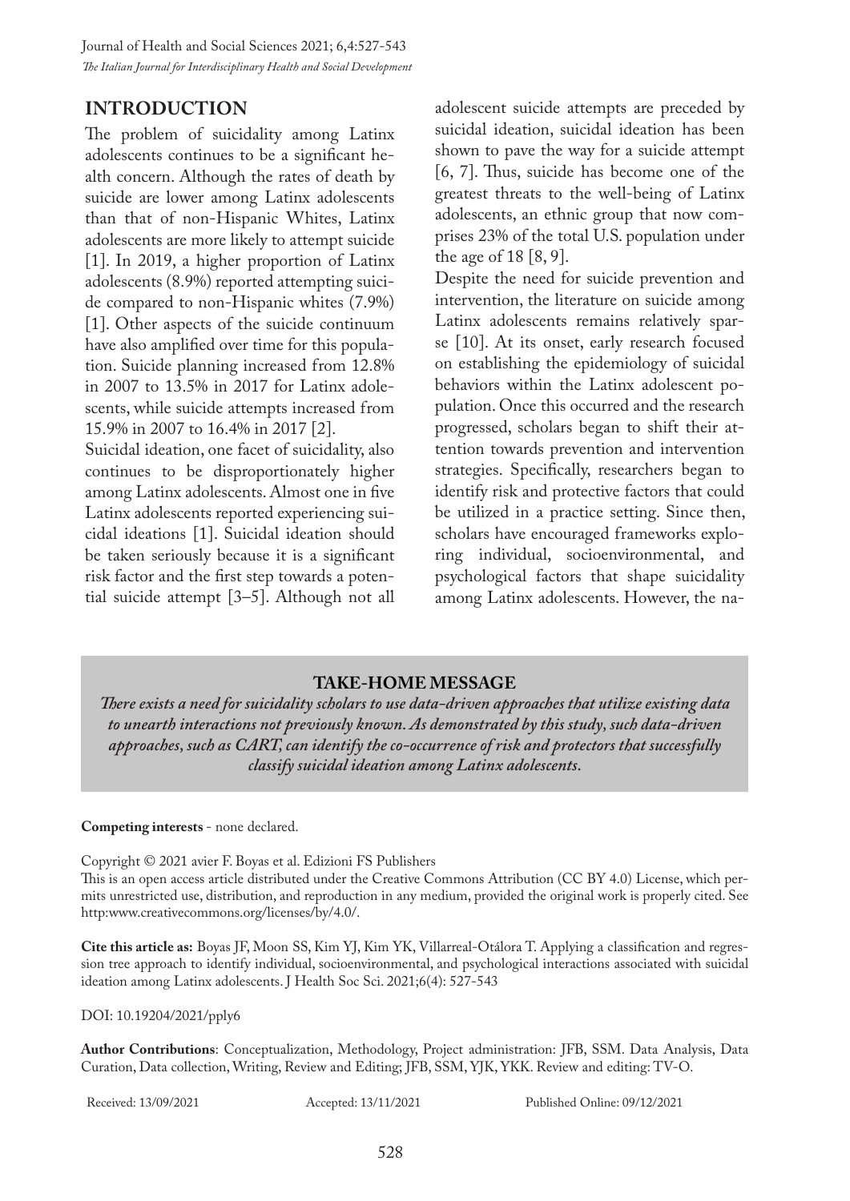## INTRODUCTION

The problem of suicidality among Latinx adolescents continues to be a significant health concern. Although the rates of death by suicide are lower among Latinx adolescents than that of non-Hispanic Whites, Latinx adolescents are more likely to attempt suicide [1]. In 2019, a higher proportion of Latinx adolescents (8.9%) reported attempting suicide compared to non-Hispanic whites (7.9%) [1]. Other aspects of the suicide continuum have also amplified over time for this population. Suicide planning increased from 12.8% in 2007 to 13.5% in 2017 for Latinx adolescents, while suicide attempts increased from 15.9% in 2007 to 16.4% in 2017 [2].

Suicidal ideation, one facet of suicidality, also continues to be disproportionately higher among Latinx adolescents. Almost one in five Latinx adolescents reported experiencing suicidal ideations [1]. Suicidal ideation should be taken seriously because it is a significant risk factor and the first step towards a potential suicide attempt [3–5]. Although not all adolescent suicide attempts are preceded by suicidal ideation, suicidal ideation has been shown to pave the way for a suicide attempt [6, 7]. Thus, suicide has become one of the greatest threats to the well-being of Latinx adolescents, an ethnic group that now comprises 23% of the total U.S. population under the age of 18 [8, 9].

Despite the need for suicide prevention and intervention, the literature on suicide among Latinx adolescents remains relatively sparse [10]. At its onset, early research focused on establishing the epidemiology of suicidal behaviors within the Latinx adolescent population. Once this occurred and the research progressed, scholars began to shift their attention towards prevention and intervention strategies. Specifically, researchers began to identify risk and protective factors that could be utilized in a practice setting. Since then, scholars have encouraged frameworks exploring individual, socioenvironmental, and psychological factors that shape suicidality among Latinx adolescents. However, the na-

**TAKE-HOME MESSAGE**

***There exists a need for suicidality scholars to use data-driven approaches that utilize existing data to unearth interactions not previously known. As demonstrated by this study, such data-driven approaches, such as CART, can identify the co-occurrence of risk and protectors that successfully classify suicidal ideation among Latinx adolescents.***

**Competing interests** - none declared.

Copyright © 2021 avier F. Boyas et al. Edizioni FS Publishers

This is an open access article distributed under the Creative Commons Attribution (CC BY 4.0) License, which permits unrestricted use, distribution, and reproduction in any medium, provided the original work is properly cited. See http:www.creativecommons.org/licenses/by/4.0/.

**Cite this article as:** Boyas JF, Moon SS, Kim YJ, Kim YK, Villarreal-Otálora T. Applying a classification and regression tree approach to identify individual, socioenvironmental, and psychological interactions associated with suicidal ideation among Latinx adolescents. J Health Soc Sci. 2021;6(4): 527-543

DOI: 10.19204/2021/pply6

**Author Contributions**: Conceptualization, Methodology, Project administration: JFB, SSM. Data Analysis, Data Curation, Data collection, Writing, Review and Editing; JFB, SSM, YJK, YKK. Review and editing: TV-O.

Received: 13/09/2021 Accepted: 13/11/2021 Published Online: 09/12/2021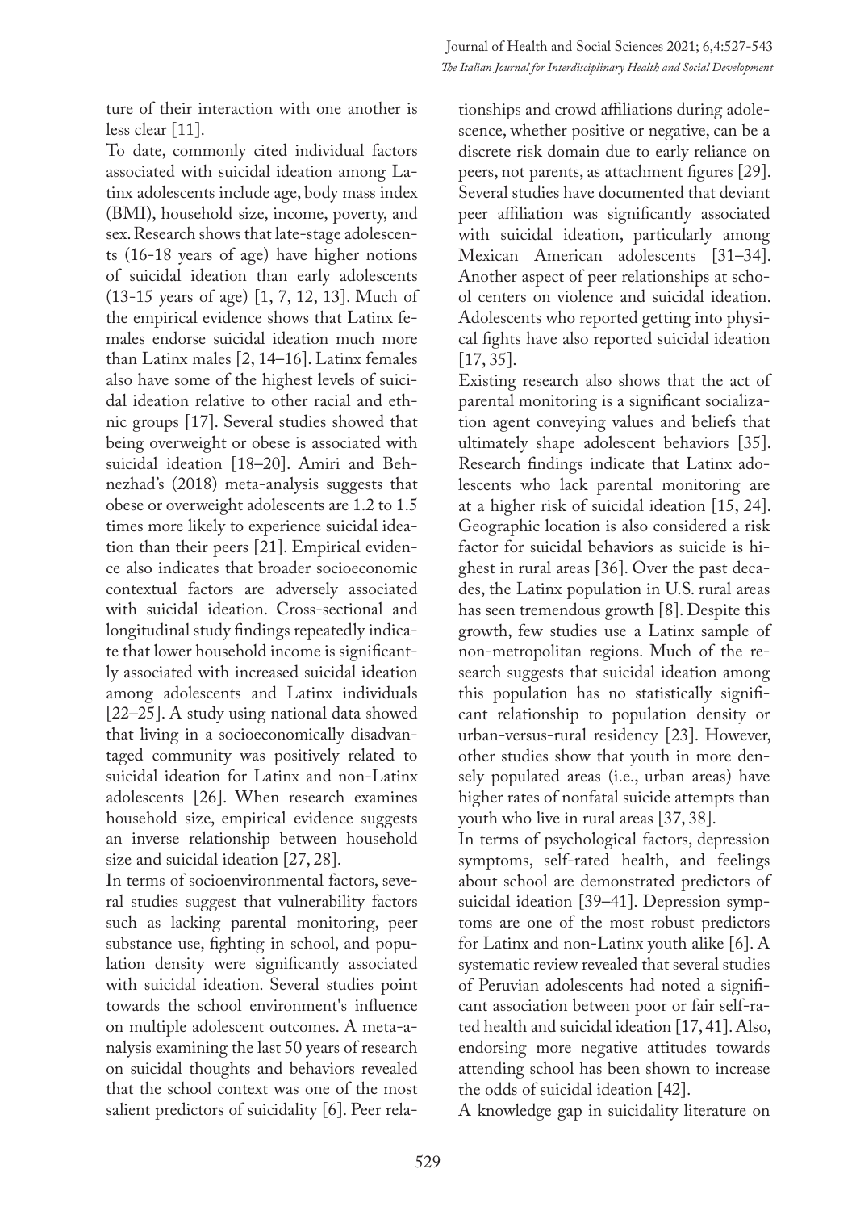ture of their interaction with one another is less clear [11].

To date, commonly cited individual factors associated with suicidal ideation among Latinx adolescents include age, body mass index (BMI), household size, income, poverty, and sex. Research shows that late-stage adolescents (16-18 years of age) have higher notions of suicidal ideation than early adolescents (13-15 years of age) [1, 7, 12, 13]. Much of the empirical evidence shows that Latinx females endorse suicidal ideation much more than Latinx males [2, 14–16]. Latinx females also have some of the highest levels of suicidal ideation relative to other racial and ethnic groups [17]. Several studies showed that being overweight or obese is associated with suicidal ideation [18–20]. Amiri and Behnezhad's (2018) meta-analysis suggests that obese or overweight adolescents are 1.2 to 1.5 times more likely to experience suicidal ideation than their peers [21]. Empirical evidence also indicates that broader socioeconomic contextual factors are adversely associated with suicidal ideation. Cross-sectional and longitudinal study findings repeatedly indicate that lower household income is significantly associated with increased suicidal ideation among adolescents and Latinx individuals [22–25]. A study using national data showed that living in a socioeconomically disadvantaged community was positively related to suicidal ideation for Latinx and non-Latinx adolescents [26]. When research examines household size, empirical evidence suggests an inverse relationship between household size and suicidal ideation [27, 28].

In terms of socioenvironmental factors, several studies suggest that vulnerability factors such as lacking parental monitoring, peer substance use, fighting in school, and population density were significantly associated with suicidal ideation. Several studies point towards the school environment's influence on multiple adolescent outcomes. A meta-analysis examining the last 50 years of research on suicidal thoughts and behaviors revealed that the school context was one of the most salient predictors of suicidality [6]. Peer relationships and crowd affiliations during adolescence, whether positive or negative, can be a discrete risk domain due to early reliance on peers, not parents, as attachment figures [29]. Several studies have documented that deviant peer affiliation was significantly associated with suicidal ideation, particularly among Mexican American adolescents [31–34]. Another aspect of peer relationships at school centers on violence and suicidal ideation. Adolescents who reported getting into physical fights have also reported suicidal ideation [17, 35].

Existing research also shows that the act of parental monitoring is a significant socialization agent conveying values and beliefs that ultimately shape adolescent behaviors [35]. Research findings indicate that Latinx adolescents who lack parental monitoring are at a higher risk of suicidal ideation [15, 24]. Geographic location is also considered a risk factor for suicidal behaviors as suicide is highest in rural areas [36]. Over the past decades, the Latinx population in U.S. rural areas has seen tremendous growth [8]. Despite this growth, few studies use a Latinx sample of non-metropolitan regions. Much of the research suggests that suicidal ideation among this population has no statistically significant relationship to population density or urban-versus-rural residency [23]. However, other studies show that youth in more densely populated areas (i.e., urban areas) have higher rates of nonfatal suicide attempts than youth who live in rural areas [37, 38].

In terms of psychological factors, depression symptoms, self-rated health, and feelings about school are demonstrated predictors of suicidal ideation [39–41]. Depression symptoms are one of the most robust predictors for Latinx and non-Latinx youth alike [6]. A systematic review revealed that several studies of Peruvian adolescents had noted a significant association between poor or fair self-rated health and suicidal ideation [17, 41]. Also, endorsing more negative attitudes towards attending school has been shown to increase the odds of suicidal ideation [42].

A knowledge gap in suicidality literature on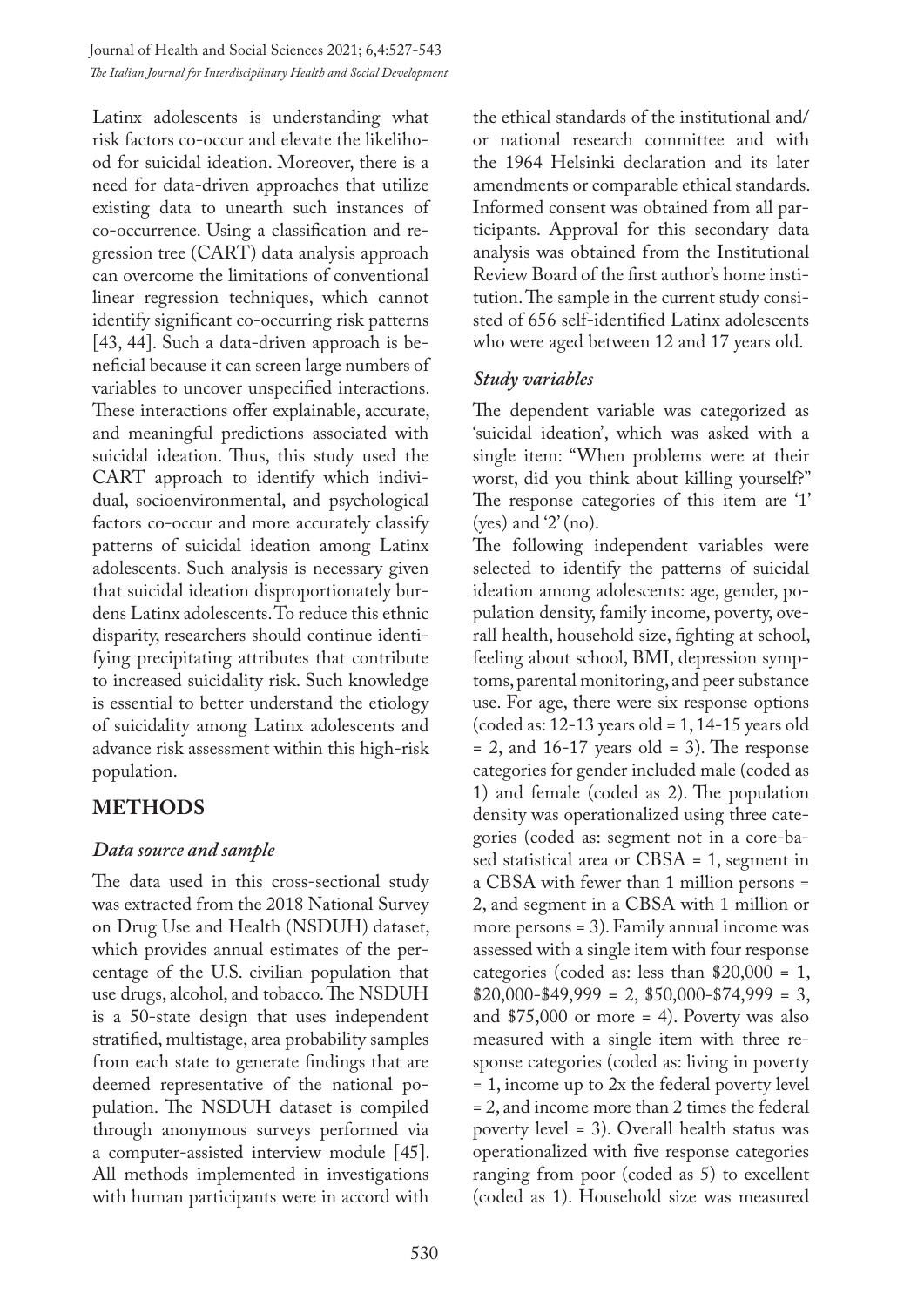Latinx adolescents is understanding what risk factors co-occur and elevate the likelihood for suicidal ideation. Moreover, there is a need for data-driven approaches that utilize existing data to unearth such instances of co-occurrence. Using a classification and regression tree (CART) data analysis approach can overcome the limitations of conventional linear regression techniques, which cannot identify significant co-occurring risk patterns [43, 44]. Such a data-driven approach is beneficial because it can screen large numbers of variables to uncover unspecified interactions. These interactions offer explainable, accurate, and meaningful predictions associated with suicidal ideation. Thus, this study used the CART approach to identify which individual, socioenvironmental, and psychological factors co-occur and more accurately classify patterns of suicidal ideation among Latinx adolescents. Such analysis is necessary given that suicidal ideation disproportionately burdens Latinx adolescents. To reduce this ethnic disparity, researchers should continue identifying precipitating attributes that contribute to increased suicidality risk. Such knowledge is essential to better understand the etiology of suicidality among Latinx adolescents and advance risk assessment within this high-risk population.

## METHODS

### *Data source and sample*

The data used in this cross-sectional study was extracted from the 2018 National Survey on Drug Use and Health (NSDUH) dataset, which provides annual estimates of the percentage of the U.S. civilian population that use drugs, alcohol, and tobacco. The NSDUH is a 50-state design that uses independent stratified, multistage, area probability samples from each state to generate findings that are deemed representative of the national population. The NSDUH dataset is compiled through anonymous surveys performed via a computer-assisted interview module [45]. All methods implemented in investigations with human participants were in accord with the ethical standards of the institutional and/or national research committee and with the 1964 Helsinki declaration and its later amendments or comparable ethical standards. Informed consent was obtained from all participants. Approval for this secondary data analysis was obtained from the Institutional Review Board of the first author's home institution. The sample in the current study consisted of 656 self-identified Latinx adolescents who were aged between 12 and 17 years old.

### *Study variables*

The dependent variable was categorized as 'suicidal ideation', which was asked with a single item: "When problems were at their worst, did you think about killing yourself?" The response categories of this item are '1' (yes) and '2' (no).

The following independent variables were selected to identify the patterns of suicidal ideation among adolescents: age, gender, population density, family income, poverty, overall health, household size, fighting at school, feeling about school, BMI, depression symptoms, parental monitoring, and peer substance use. For age, there were six response options (coded as: 12-13 years old = 1, 14-15 years old = 2, and 16-17 years old = 3). The response categories for gender included male (coded as 1) and female (coded as 2). The population density was operationalized using three categories (coded as: segment not in a core-based statistical area or CBSA = 1, segment in a CBSA with fewer than 1 million persons = 2, and segment in a CBSA with 1 million or more persons = 3). Family annual income was assessed with a single item with four response categories (coded as: less than $20,000 = 1, $20,000-$49,999 = 2, $50,000-$74,999 = 3, and $75,000 or more = 4). Poverty was also measured with a single item with three response categories (coded as: living in poverty = 1, income up to 2x the federal poverty level = 2, and income more than 2 times the federal poverty level = 3). Overall health status was operationalized with five response categories ranging from poor (coded as 5) to excellent (coded as 1). Household size was measured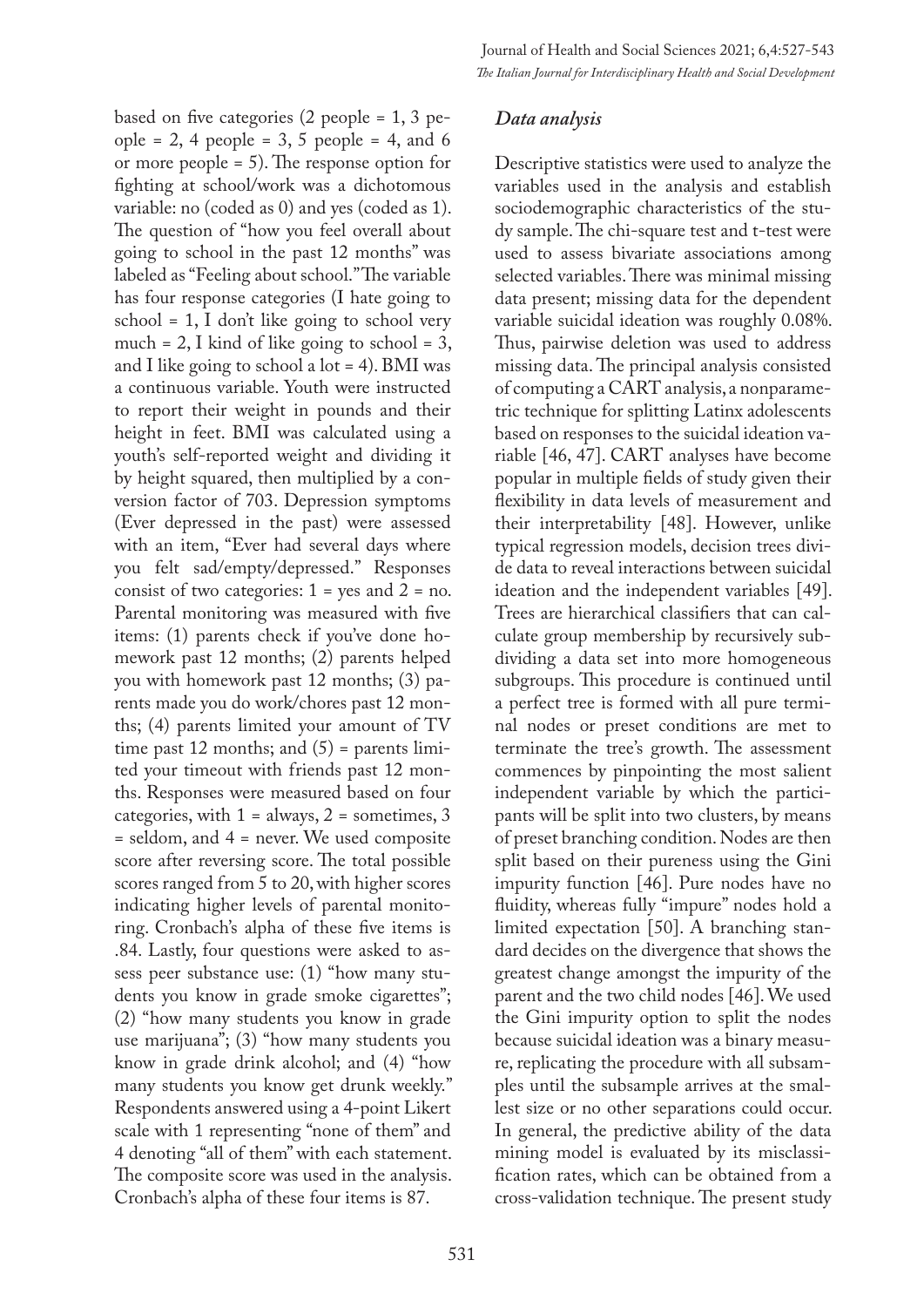based on five categories (2 people = 1, 3 people = 2, 4 people = 3, 5 people = 4, and 6 or more people = 5). The response option for fighting at school/work was a dichotomous variable: no (coded as 0) and yes (coded as 1). The question of "how you feel overall about going to school in the past 12 months" was labeled as "Feeling about school." The variable has four response categories (I hate going to school = 1, I don't like going to school very much = 2, I kind of like going to school = 3, and I like going to school a lot = 4). BMI was a continuous variable. Youth were instructed to report their weight in pounds and their height in feet. BMI was calculated using a youth's self-reported weight and dividing it by height squared, then multiplied by a conversion factor of 703. Depression symptoms (Ever depressed in the past) were assessed with an item, "Ever had several days where you felt sad/empty/depressed." Responses consist of two categories: 1 = yes and 2 = no. Parental monitoring was measured with five items: (1) parents check if you've done homework past 12 months; (2) parents helped you with homework past 12 months; (3) parents made you do work/chores past 12 months; (4) parents limited your amount of TV time past 12 months; and (5) = parents limited your timeout with friends past 12 months. Responses were measured based on four categories, with 1 = always, 2 = sometimes, 3 = seldom, and 4 = never. We used composite score after reversing score. The total possible scores ranged from 5 to 20, with higher scores indicating higher levels of parental monitoring. Cronbach's alpha of these five items is .84. Lastly, four questions were asked to assess peer substance use: (1) "how many students you know in grade smoke cigarettes"; (2) "how many students you know in grade use marijuana"; (3) "how many students you know in grade drink alcohol; and (4) "how many students you know get drunk weekly." Respondents answered using a 4-point Likert scale with 1 representing "none of them" and 4 denoting "all of them" with each statement. The composite score was used in the analysis. Cronbach's alpha of these four items is 87.

### *Data analysis*

Descriptive statistics were used to analyze the variables used in the analysis and establish sociodemographic characteristics of the study sample. The chi-square test and t-test were used to assess bivariate associations among selected variables. There was minimal missing data present; missing data for the dependent variable suicidal ideation was roughly 0.08%. Thus, pairwise deletion was used to address missing data. The principal analysis consisted of computing a CART analysis, a nonparametric technique for splitting Latinx adolescents based on responses to the suicidal ideation variable [46, 47]. CART analyses have become popular in multiple fields of study given their flexibility in data levels of measurement and their interpretability [48]. However, unlike typical regression models, decision trees divide data to reveal interactions between suicidal ideation and the independent variables [49]. Trees are hierarchical classifiers that can calculate group membership by recursively subdividing a data set into more homogeneous subgroups. This procedure is continued until a perfect tree is formed with all pure terminal nodes or preset conditions are met to terminate the tree's growth. The assessment commences by pinpointing the most salient independent variable by which the participants will be split into two clusters, by means of preset branching condition. Nodes are then split based on their pureness using the Gini impurity function [46]. Pure nodes have no fluidity, whereas fully "impure" nodes hold a limited expectation [50]. A branching standard decides on the divergence that shows the greatest change amongst the impurity of the parent and the two child nodes [46]. We used the Gini impurity option to split the nodes because suicidal ideation was a binary measure, replicating the procedure with all subsamples until the subsample arrives at the smallest size or no other separations could occur. In general, the predictive ability of the data mining model is evaluated by its misclassification rates, which can be obtained from a cross-validation technique. The present study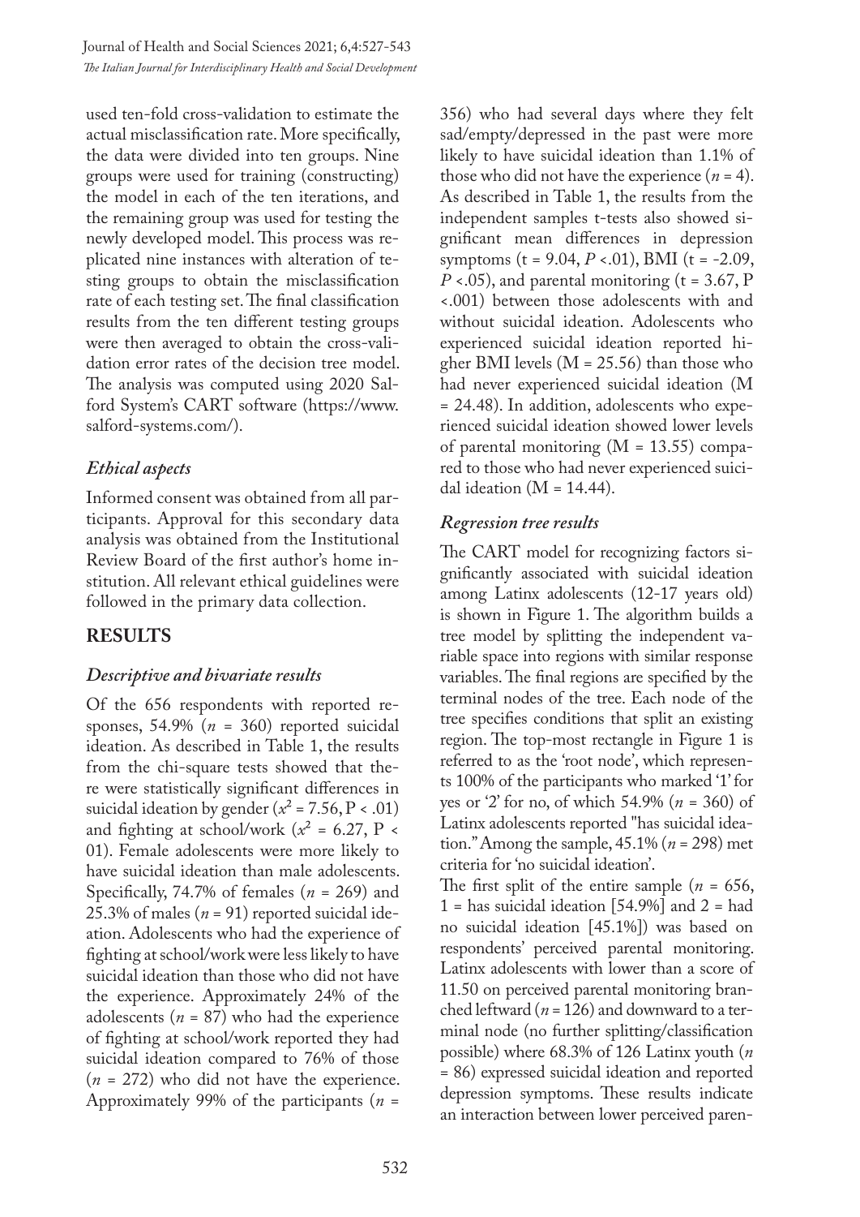used ten-fold cross-validation to estimate the actual misclassification rate. More specifically, the data were divided into ten groups. Nine groups were used for training (constructing) the model in each of the ten iterations, and the remaining group was used for testing the newly developed model. This process was replicated nine instances with alteration of testing groups to obtain the misclassification rate of each testing set. The final classification results from the ten different testing groups were then averaged to obtain the cross-validation error rates of the decision tree model. The analysis was computed using 2020 Salford System's CART software (https://www.salford-systems.com/).

### *Ethical aspects*

Informed consent was obtained from all participants. Approval for this secondary data analysis was obtained from the Institutional Review Board of the first author's home institution. All relevant ethical guidelines were followed in the primary data collection.

## RESULTS

### *Descriptive and bivariate results*

Of the 656 respondents with reported responses, 54.9% ($n$ = 360) reported suicidal ideation. As described in Table 1, the results from the chi-square tests showed that there were statistically significant differences in suicidal ideation by gender ($x^2$ = 7.56, P < .01) and fighting at school/work ($x^2$ = 6.27, P < 01). Female adolescents were more likely to have suicidal ideation than male adolescents. Specifically, 74.7% of females ($n$ = 269) and 25.3% of males ($n$ = 91) reported suicidal ideation. Adolescents who had the experience of fighting at school/work were less likely to have suicidal ideation than those who did not have the experience. Approximately 24% of the adolescents ($n$ = 87) who had the experience of fighting at school/work reported they had suicidal ideation compared to 76% of those ($n$ = 272) who did not have the experience. Approximately 99% of the participants ($n$ = 356) who had several days where they felt sad/empty/depressed in the past were more likely to have suicidal ideation than 1.1% of those who did not have the experience ($n$ = 4). As described in Table 1, the results from the independent samples t-tests also showed significant mean differences in depression symptoms (t = 9.04, $P$ <.01), BMI (t = -2.09, $P$ <.05), and parental monitoring (t = 3.67, P <.001) between those adolescents with and without suicidal ideation. Adolescents who experienced suicidal ideation reported higher BMI levels (M = 25.56) than those who had never experienced suicidal ideation (M = 24.48). In addition, adolescents who experienced suicidal ideation showed lower levels of parental monitoring (M = 13.55) compared to those who had never experienced suicidal ideation (M = 14.44).

### *Regression tree results*

The CART model for recognizing factors significantly associated with suicidal ideation among Latinx adolescents (12-17 years old) is shown in Figure 1. The algorithm builds a tree model by splitting the independent variable space into regions with similar response variables. The final regions are specified by the terminal nodes of the tree. Each node of the tree specifies conditions that split an existing region. The top-most rectangle in Figure 1 is referred to as the 'root node', which represents 100% of the participants who marked '1' for yes or '2' for no, of which 54.9% ($n$ = 360) of Latinx adolescents reported "has suicidal ideation." Among the sample, 45.1% ($n$ = 298) met criteria for 'no suicidal ideation'.

The first split of the entire sample ($n$ = 656, 1 = has suicidal ideation [54.9%] and 2 = had no suicidal ideation [45.1%]) was based on respondents' perceived parental monitoring. Latinx adolescents with lower than a score of 11.50 on perceived parental monitoring branched leftward ($n$ = 126) and downward to a terminal node (no further splitting/classification possible) where 68.3% of 126 Latinx youth ($n$ = 86) expressed suicidal ideation and reported depression symptoms. These results indicate an interaction between lower perceived paren-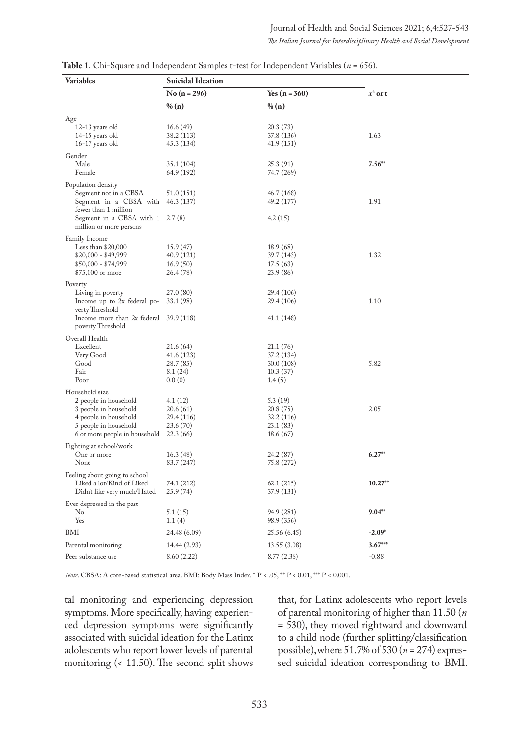**Table 1.** Chi-Square and Independent Samples t-test for Independent Variables ($n$ = 656).

| Variables | Suicidal Ideation | | |
|---|---|---|---|
| | No (n = 296) | Yes (n = 360) | $x^2$ or t |
| | % (n) | % (n) | |
| Age | | | |
| 12-13 years old | 16.6 (49) | 20.3 (73) | |
| 14-15 years old | 38.2 (113) | 37.8 (136) | 1.63 |
| 16-17 years old | 45.3 (134) | 41.9 (151) | |
| Gender | | | |
| Male | 35.1 (104) | 25.3 (91) | **7.56**\*\* |
| Female | 64.9 (192) | 74.7 (269) | |
| Population density | | | |
| Segment not in a CBSA | 51.0 (151) | 46.7 (168) | |
| Segment in a CBSA with fewer than 1 million | 46.3 (137) | 49.2 (177) | 1.91 |
| Segment in a CBSA with 1 million or more persons | 2.7 (8) | 4.2 (15) | |
| Family Income | | | |
| Less than $20,000 | 15.9 (47) | 18.9 (68) | |
| $20,000 - $49,999 | 40.9 (121) | 39.7 (143) | 1.32 |
| $50,000 - $74,999 | 16.9 (50) | 17.5 (63) | |
| $75,000 or more | 26.4 (78) | 23.9 (86) | |
| Poverty | | | |
| Living in poverty | 27.0 (80) | 29.4 (106) | |
| Income up to 2x federal poverty Threshold | 33.1 (98) | 29.4 (106) | 1.10 |
| Income more than 2x federal poverty Threshold | 39.9 (118) | 41.1 (148) | |
| Overall Health | | | |
| Excellent | 21.6 (64) | 21.1 (76) | |
| Very Good | 41.6 (123) | 37.2 (134) | |
| Good | 28.7 (85) | 30.0 (108) | 5.82 |
| Fair | 8.1 (24) | 10.3 (37) | |
| Poor | 0.0 (0) | 1.4 (5) | |
| Household size | | | |
| 2 people in household | 4.1 (12) | 5.3 (19) | |
| 3 people in household | 20.6 (61) | 20.8 (75) | 2.05 |
| 4 people in household | 29.4 (116) | 32.2 (116) | |
| 5 people in household | 23.6 (70) | 23.1 (83) | |
| 6 or more people in household | 22.3 (66) | 18.6 (67) | |
| Fighting at school/work | | | |
| One or more | 16.3 (48) | 24.2 (87) | **6.27**\*\* |
| None | 83.7 (247) | 75.8 (272) | |
| Feeling about going to school | | | |
| Liked a lot/Kind of Liked | 74.1 (212) | 62.1 (215) | **10.27**\*\* |
| Didn't like very much/Hated | 25.9 (74) | 37.9 (131) | |
| Ever depressed in the past | | | |
| No | 5.1 (15) | 94.9 (281) | **9.04**\*\* |
| Yes | 1.1 (4) | 98.9 (356) | |
| BMI | 24.48 (6.09) | 25.56 (6.45) | **-2.09**\* |
| Parental monitoring | 14.44 (2.93) | 13.55 (3.08) | **3.67**\*\*\* |
| Peer substance use | 8.60 (2.22) | 8.77 (2.36) | -0.88 |

*Note*. CBSA: A core-based statistical area. BMI: Body Mass Index. \* P < .05, \*\* P < 0.01, \*\*\* P < 0.001.

tal monitoring and experiencing depression symptoms. More specifically, having experienced depression symptoms were significantly associated with suicidal ideation for the Latinx adolescents who report lower levels of parental monitoring (< 11.50). The second split shows that, for Latinx adolescents who report levels of parental monitoring of higher than 11.50 ($n$ = 530), they moved rightward and downward to a child node (further splitting/classification possible), where 51.7% of 530 ($n$ = 274) expressed suicidal ideation corresponding to BMI.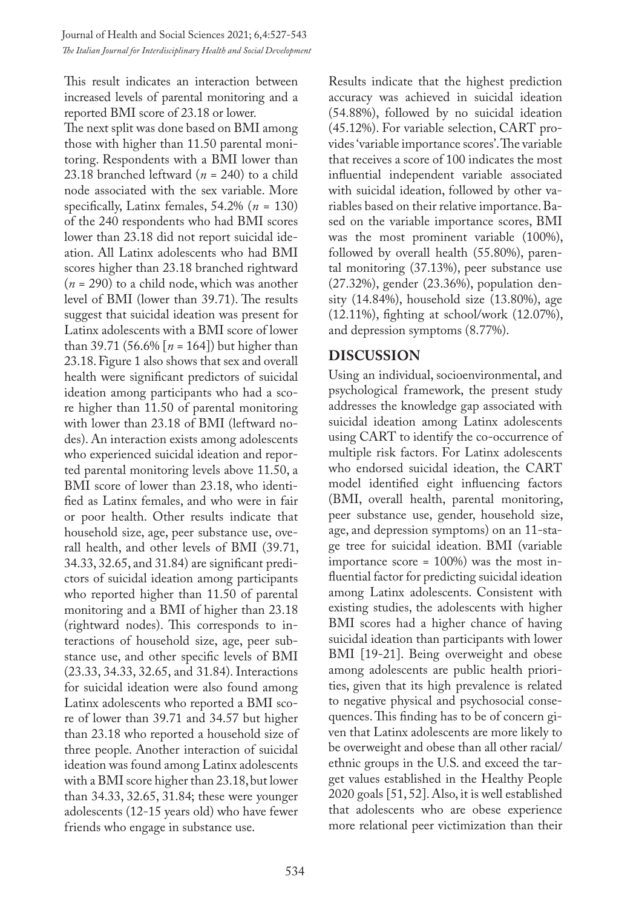This result indicates an interaction between increased levels of parental monitoring and a reported BMI score of 23.18 or lower.

The next split was done based on BMI among those with higher than 11.50 parental monitoring. Respondents with a BMI lower than 23.18 branched leftward (*n* = 240) to a child node associated with the sex variable. More specifically, Latinx females, 54.2% (*n* = 130) of the 240 respondents who had BMI scores lower than 23.18 did not report suicidal ideation. All Latinx adolescents who had BMI scores higher than 23.18 branched rightward (*n* = 290) to a child node, which was another level of BMI (lower than 39.71). The results suggest that suicidal ideation was present for Latinx adolescents with a BMI score of lower than 39.71 (56.6% [*n* = 164]) but higher than 23.18. Figure 1 also shows that sex and overall health were significant predictors of suicidal ideation among participants who had a score higher than 11.50 of parental monitoring with lower than 23.18 of BMI (leftward nodes). An interaction exists among adolescents who experienced suicidal ideation and reported parental monitoring levels above 11.50, a BMI score of lower than 23.18, who identified as Latinx females, and who were in fair or poor health. Other results indicate that household size, age, peer substance use, overall health, and other levels of BMI (39.71, 34.33, 32.65, and 31.84) are significant predictors of suicidal ideation among participants who reported higher than 11.50 of parental monitoring and a BMI of higher than 23.18 (rightward nodes). This corresponds to interactions of household size, age, peer substance use, and other specific levels of BMI (23.33, 34.33, 32.65, and 31.84). Interactions for suicidal ideation were also found among Latinx adolescents who reported a BMI score of lower than 39.71 and 34.57 but higher than 23.18 who reported a household size of three people. Another interaction of suicidal ideation was found among Latinx adolescents with a BMI score higher than 23.18, but lower than 34.33, 32.65, 31.84; these were younger adolescents (12-15 years old) who have fewer friends who engage in substance use.

Results indicate that the highest prediction accuracy was achieved in suicidal ideation (54.88%), followed by no suicidal ideation (45.12%). For variable selection, CART provides 'variable importance scores'. The variable that receives a score of 100 indicates the most influential independent variable associated with suicidal ideation, followed by other variables based on their relative importance. Based on the variable importance scores, BMI was the most prominent variable (100%), followed by overall health (55.80%), parental monitoring (37.13%), peer substance use (27.32%), gender (23.36%), population density (14.84%), household size (13.80%), age (12.11%), fighting at school/work (12.07%), and depression symptoms (8.77%).

## DISCUSSION

Using an individual, socioenvironmental, and psychological framework, the present study addresses the knowledge gap associated with suicidal ideation among Latinx adolescents using CART to identify the co-occurrence of multiple risk factors. For Latinx adolescents who endorsed suicidal ideation, the CART model identified eight influencing factors (BMI, overall health, parental monitoring, peer substance use, gender, household size, age, and depression symptoms) on an 11-stage tree for suicidal ideation. BMI (variable importance score = 100%) was the most influential factor for predicting suicidal ideation among Latinx adolescents. Consistent with existing studies, the adolescents with higher BMI scores had a higher chance of having suicidal ideation than participants with lower BMI [19-21]. Being overweight and obese among adolescents are public health priorities, given that its high prevalence is related to negative physical and psychosocial consequences. This finding has to be of concern given that Latinx adolescents are more likely to be overweight and obese than all other racial/ethnic groups in the U.S. and exceed the target values established in the Healthy People 2020 goals [51, 52]. Also, it is well established that adolescents who are obese experience more relational peer victimization than their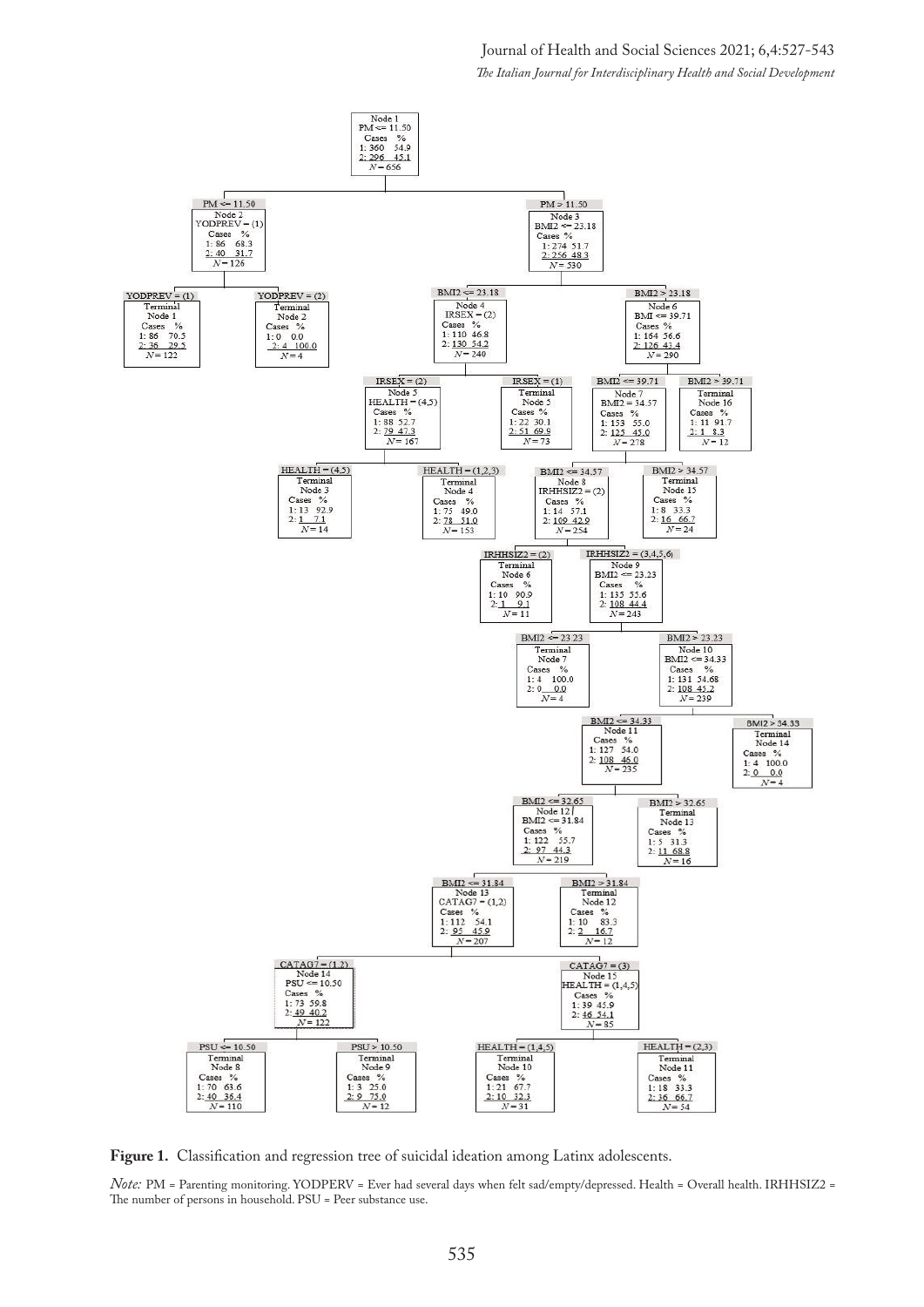Node 1
PM <= 11.50
Cases %
1: 360 54.9
2: 296 45.1
N = 656

PM <= 11.50
Node 2
YODPREV = (1)
Cases %
1: 86 68.3
2: 40 31.7
N = 126

PM > 11.50
Node 3
BMI2 <= 23.18
Cases %
1: 274 51.7
2: 256 48.3
N = 530

YODPREV = (1)
Terminal
Node 1
Cases %
1: 86 70.5
2: 36 29.5
N = 122

YODPREV = (2)
Terminal
Node 2
Cases %
1: 0 0.0
2: 4 100.0
N = 4

BMI2 <= 23.18
Node 4
IRSEX = (2)
Cases %
1: 110 46.8
2: 130 54.2
N = 240

BMI2 > 23.18
Node 6
BMI <= 39.71
Cases %
1: 164 56.6
2: 126 43.4
N = 290

IRSEX = (2)
Node 5
HEALTH = (4,5)
Cases %
1: 88 52.7
2: 79 47.3
N = 167

IRSEX = (1)
Terminal
Node 5
Cases %
1: 22 30.1
2: 51 69.9
N = 73

BMI2 <= 39.71
Node 7
BMI2 = 34.57
Cases %
1: 153 55.0
2: 125 45.0
N = 278

BMI2 > 39.71
Terminal
Node 16
Cases %
1: 11 91.7
2: 1 8.3
N = 12

HEALTH = (4,5)
Terminal
Node 3
Cases %
1: 13 92.9
2: 1 7.1
N = 14

HEALTH = (1,2,3)
Terminal
Node 4
Cases %
1: 75 49.0
2: 78 51.0
N = 153

BMI2 <= 34.57
Node 8
IRHHSIZ2 = (2)
Cases %
1: 14 57.1
2: 109 42.9
N = 254

BMI2 > 34.57
Terminal
Node 15
Cases %
1: 8 33.3
2: 16 66.7
N = 24

IRHHSIZ2 = (2)
Terminal
Node 6
Cases %
1: 10 90.9
2: 1 9.1
N = 11

IRHHSIZ2 = (3,4,5,6)
Node 9
BMI2 <= 23.23
Cases %
1: 135 55.6
2: 108 44.4
N = 243

BMI2 <= 23.23
Terminal
Node 7
Cases %
1: 4 100.0
2: 0 0.0
N = 4

BMI2 > 23.23
Node 10
BMI2 <= 34.33
Cases %
1: 131 54.68
2: 108 45.2
N = 239

BMI2 <= 34.33
Node 11
Cases %
1: 127 54.0
2: 108 46.0
N = 235

BMI2 > 34.33
Terminal
Node 14
Cases %
1: 4 100.0
2: 0 0.0
N = 4

BMI2 <= 32.65
Node 12
BMI2 <= 31.84
Cases %
1: 122 55.7
2: 97 44.3
N = 219

BMI2 > 32.65
Terminal
Node 13
Cases %
1: 5 31.3
2: 11 68.8
N = 16

BMI2 <= 31.84
Node 13
CATAG7 = (1,2)
Cases %
1: 112 54.1
2: 95 45.9
N = 207

BMI2 > 31.84
Terminal
Node 12
Cases %
1: 10 83.3
2: 2 16.7
N = 12

CATAG7 = (1,2)
Node 14
PSU <= 10.50
Cases %
1: 73 59.8
2: 49 40.2
N = 122

CATAG7 = (3)
Node 15
HEALTH = (1,4,5)
Cases %
1: 39 45.9
2: 46 54.1
N = 85

PSU <= 10.50
Terminal
Node 8
Cases %
1: 70 63.6
2: 40 36.4
N = 110

PSU > 10.50
Terminal
Node 9
Cases %
1: 3 25.0
2: 9 75.0
N = 12

HEALTH = (1,4,5)
Terminal
Node 10
Cases %
1: 21 67.7
2: 10 32.3
N = 31

HEALTH = (2,3)
Terminal
Node 11
Cases %
1: 18 33.3
2: 36 66.7
N = 54

**Figure 1.** Classification and regression tree of suicidal ideation among Latinx adolescents.

*Note:* PM = Parenting monitoring. YODPERV = Ever had several days when felt sad/empty/depressed. Health = Overall health. IRHHSIZ2 = The number of persons in household. PSU = Peer substance use.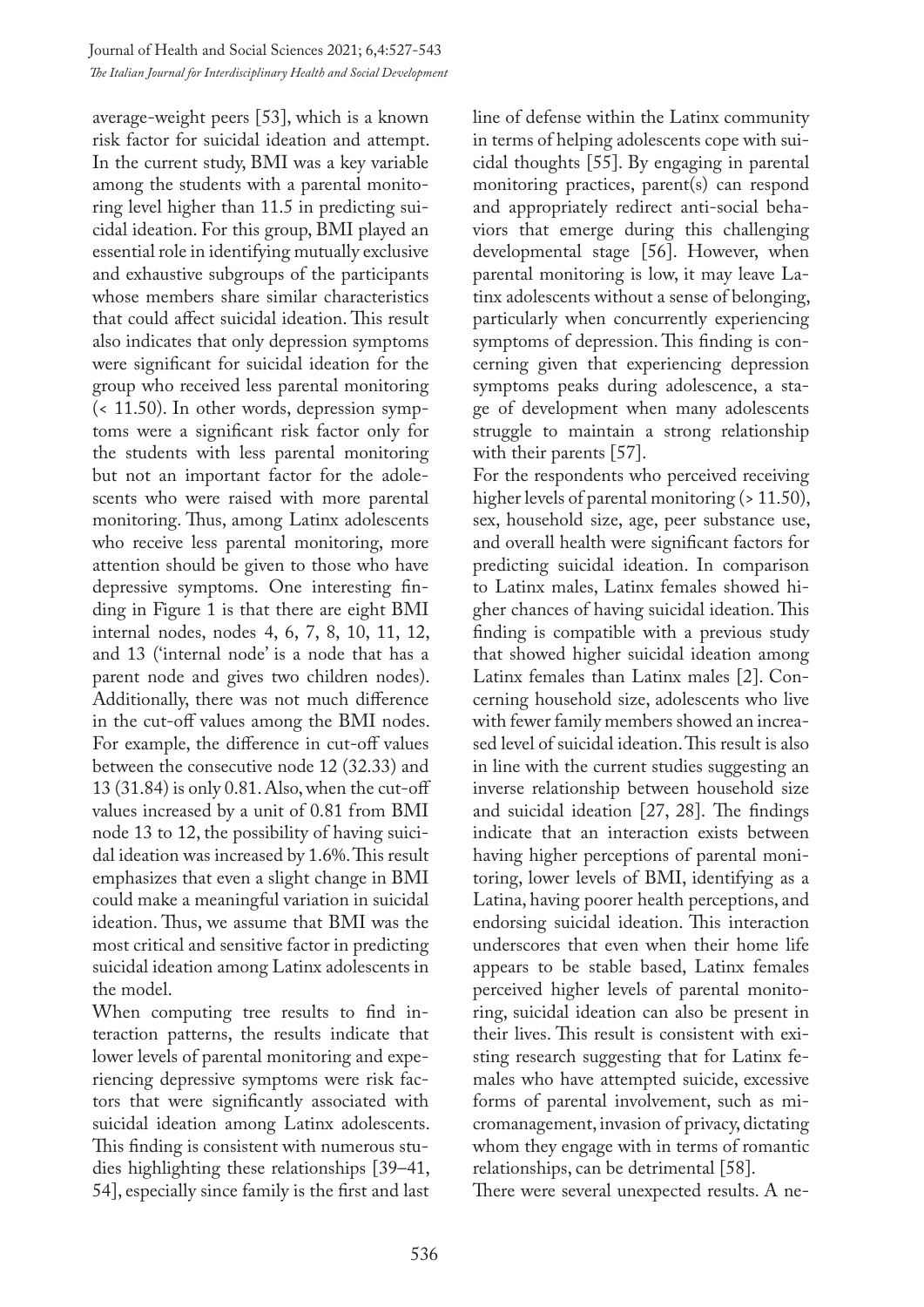average-weight peers [53], which is a known risk factor for suicidal ideation and attempt. In the current study, BMI was a key variable among the students with a parental monitoring level higher than 11.5 in predicting suicidal ideation. For this group, BMI played an essential role in identifying mutually exclusive and exhaustive subgroups of the participants whose members share similar characteristics that could affect suicidal ideation. This result also indicates that only depression symptoms were significant for suicidal ideation for the group who received less parental monitoring (< 11.50). In other words, depression symptoms were a significant risk factor only for the students with less parental monitoring but not an important factor for the adolescents who were raised with more parental monitoring. Thus, among Latinx adolescents who receive less parental monitoring, more attention should be given to those who have depressive symptoms. One interesting finding in Figure 1 is that there are eight BMI internal nodes, nodes 4, 6, 7, 8, 10, 11, 12, and 13 ('internal node' is a node that has a parent node and gives two children nodes). Additionally, there was not much difference in the cut-off values among the BMI nodes. For example, the difference in cut-off values between the consecutive node 12 (32.33) and 13 (31.84) is only 0.81. Also, when the cut-off values increased by a unit of 0.81 from BMI node 13 to 12, the possibility of having suicidal ideation was increased by 1.6%. This result emphasizes that even a slight change in BMI could make a meaningful variation in suicidal ideation. Thus, we assume that BMI was the most critical and sensitive factor in predicting suicidal ideation among Latinx adolescents in the model.

When computing tree results to find interaction patterns, the results indicate that lower levels of parental monitoring and experiencing depressive symptoms were risk factors that were significantly associated with suicidal ideation among Latinx adolescents. This finding is consistent with numerous studies highlighting these relationships [39–41, 54], especially since family is the first and last line of defense within the Latinx community in terms of helping adolescents cope with suicidal thoughts [55]. By engaging in parental monitoring practices, parent(s) can respond and appropriately redirect anti-social behaviors that emerge during this challenging developmental stage [56]. However, when parental monitoring is low, it may leave Latinx adolescents without a sense of belonging, particularly when concurrently experiencing symptoms of depression. This finding is concerning given that experiencing depression symptoms peaks during adolescence, a stage of development when many adolescents struggle to maintain a strong relationship with their parents [57].

For the respondents who perceived receiving higher levels of parental monitoring (> 11.50), sex, household size, age, peer substance use, and overall health were significant factors for predicting suicidal ideation. In comparison to Latinx males, Latinx females showed higher chances of having suicidal ideation. This finding is compatible with a previous study that showed higher suicidal ideation among Latinx females than Latinx males [2]. Concerning household size, adolescents who live with fewer family members showed an increased level of suicidal ideation. This result is also in line with the current studies suggesting an inverse relationship between household size and suicidal ideation [27, 28]. The findings indicate that an interaction exists between having higher perceptions of parental monitoring, lower levels of BMI, identifying as a Latina, having poorer health perceptions, and endorsing suicidal ideation. This interaction underscores that even when their home life appears to be stable based, Latinx females perceived higher levels of parental monitoring, suicidal ideation can also be present in their lives. This result is consistent with existing research suggesting that for Latinx females who have attempted suicide, excessive forms of parental involvement, such as micromanagement, invasion of privacy, dictating whom they engage with in terms of romantic relationships, can be detrimental [58].

There were several unexpected results. A ne-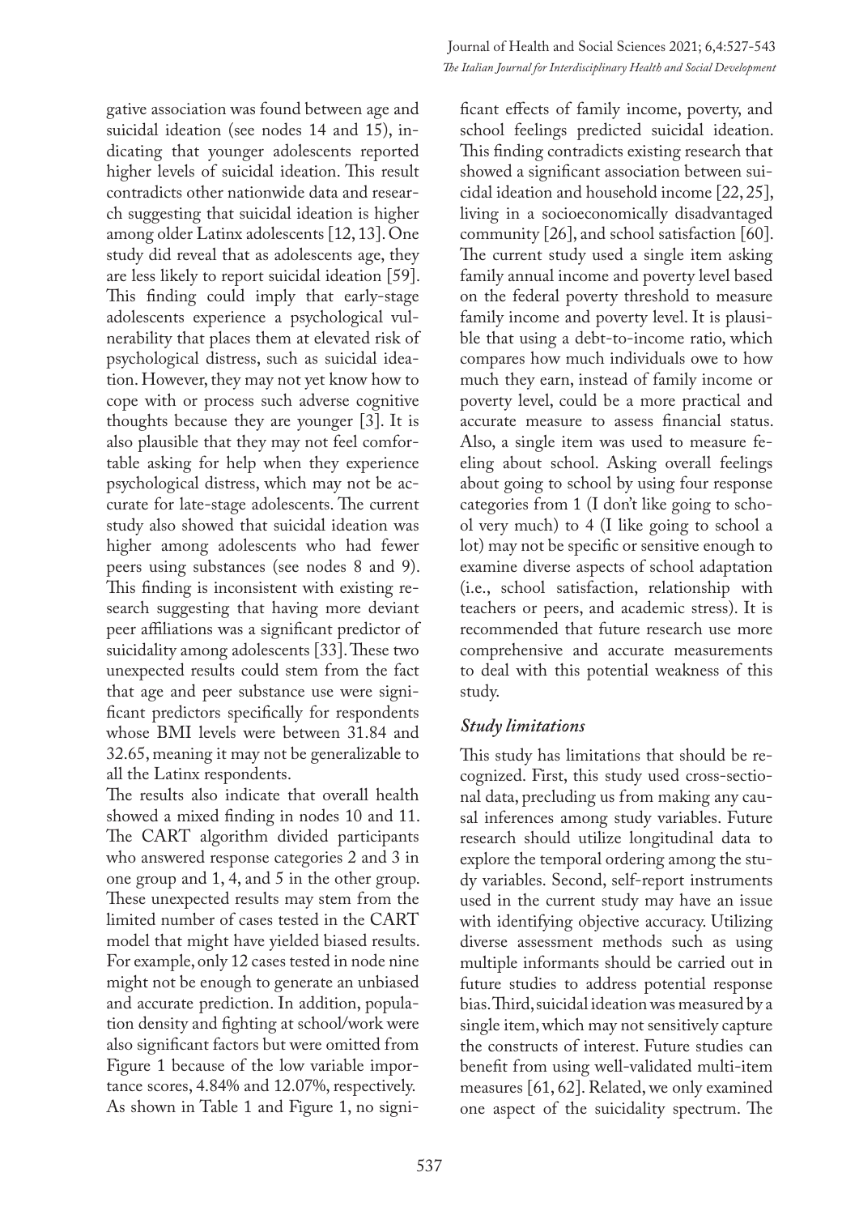gative association was found between age and suicidal ideation (see nodes 14 and 15), indicating that younger adolescents reported higher levels of suicidal ideation. This result contradicts other nationwide data and research suggesting that suicidal ideation is higher among older Latinx adolescents [12, 13]. One study did reveal that as adolescents age, they are less likely to report suicidal ideation [59]. This finding could imply that early-stage adolescents experience a psychological vulnerability that places them at elevated risk of psychological distress, such as suicidal ideation. However, they may not yet know how to cope with or process such adverse cognitive thoughts because they are younger [3]. It is also plausible that they may not feel comfortable asking for help when they experience psychological distress, which may not be accurate for late-stage adolescents. The current study also showed that suicidal ideation was higher among adolescents who had fewer peers using substances (see nodes 8 and 9). This finding is inconsistent with existing research suggesting that having more deviant peer affiliations was a significant predictor of suicidality among adolescents [33]. These two unexpected results could stem from the fact that age and peer substance use were significant predictors specifically for respondents whose BMI levels were between 31.84 and 32.65, meaning it may not be generalizable to all the Latinx respondents.

The results also indicate that overall health showed a mixed finding in nodes 10 and 11. The CART algorithm divided participants who answered response categories 2 and 3 in one group and 1, 4, and 5 in the other group. These unexpected results may stem from the limited number of cases tested in the CART model that might have yielded biased results. For example, only 12 cases tested in node nine might not be enough to generate an unbiased and accurate prediction. In addition, population density and fighting at school/work were also significant factors but were omitted from Figure 1 because of the low variable importance scores, 4.84% and 12.07%, respectively. As shown in Table 1 and Figure 1, no significant effects of family income, poverty, and school feelings predicted suicidal ideation. This finding contradicts existing research that showed a significant association between suicidal ideation and household income [22, 25], living in a socioeconomically disadvantaged community [26], and school satisfaction [60]. The current study used a single item asking family annual income and poverty level based on the federal poverty threshold to measure family income and poverty level. It is plausible that using a debt-to-income ratio, which compares how much individuals owe to how much they earn, instead of family income or poverty level, could be a more practical and accurate measure to assess financial status. Also, a single item was used to measure feeling about school. Asking overall feelings about going to school by using four response categories from 1 (I don't like going to school very much) to 4 (I like going to school a lot) may not be specific or sensitive enough to examine diverse aspects of school adaptation (i.e., school satisfaction, relationship with teachers or peers, and academic stress). It is recommended that future research use more comprehensive and accurate measurements to deal with this potential weakness of this study.

### *Study limitations*

This study has limitations that should be recognized. First, this study used cross-sectional data, precluding us from making any causal inferences among study variables. Future research should utilize longitudinal data to explore the temporal ordering among the study variables. Second, self-report instruments used in the current study may have an issue with identifying objective accuracy. Utilizing diverse assessment methods such as using multiple informants should be carried out in future studies to address potential response bias. Third, suicidal ideation was measured by a single item, which may not sensitively capture the constructs of interest. Future studies can benefit from using well-validated multi-item measures [61, 62]. Related, we only examined one aspect of the suicidality spectrum. The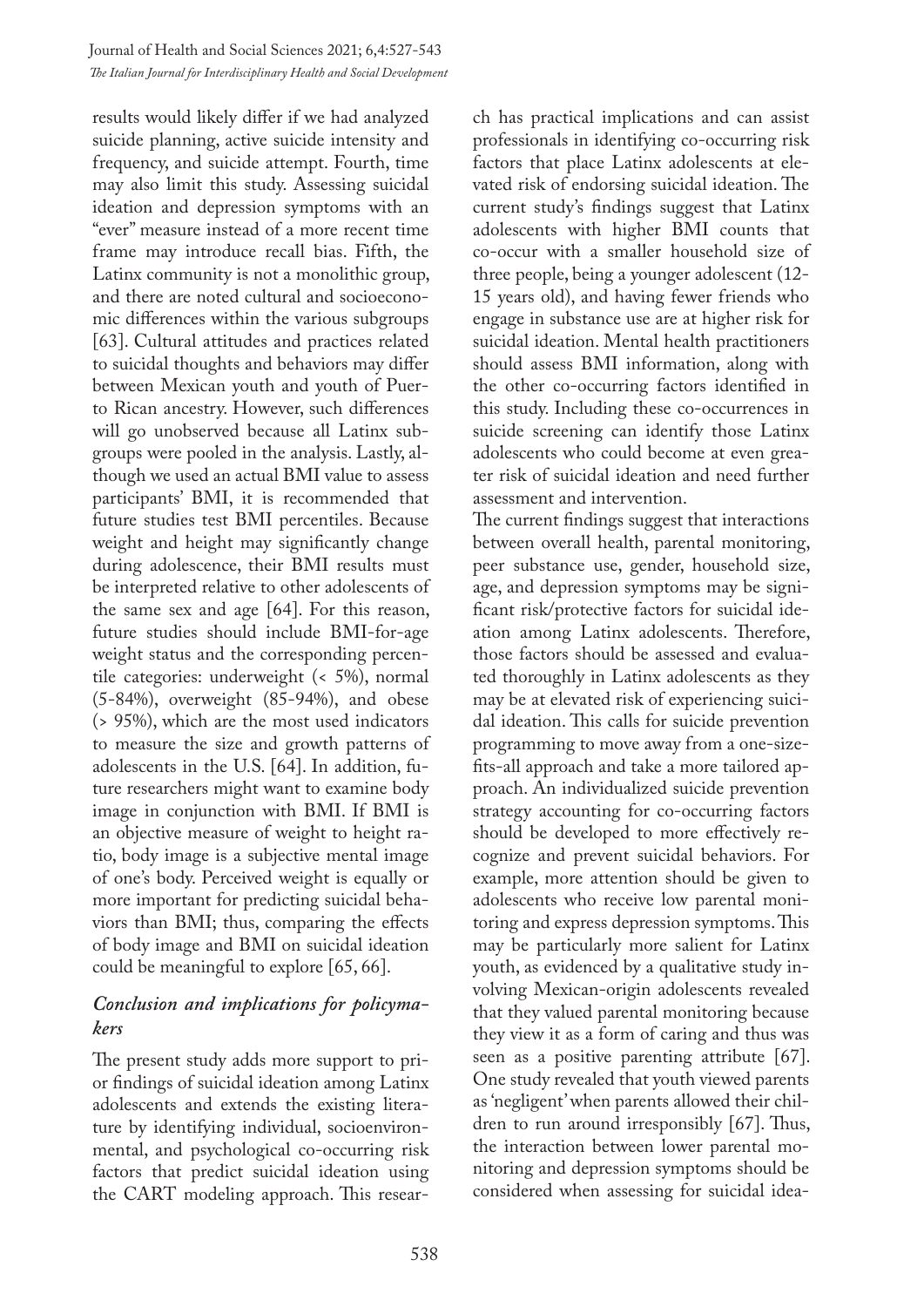results would likely differ if we had analyzed suicide planning, active suicide intensity and frequency, and suicide attempt. Fourth, time may also limit this study. Assessing suicidal ideation and depression symptoms with an "ever" measure instead of a more recent time frame may introduce recall bias. Fifth, the Latinx community is not a monolithic group, and there are noted cultural and socioeconomic differences within the various subgroups [63]. Cultural attitudes and practices related to suicidal thoughts and behaviors may differ between Mexican youth and youth of Puerto Rican ancestry. However, such differences will go unobserved because all Latinx subgroups were pooled in the analysis. Lastly, although we used an actual BMI value to assess participants' BMI, it is recommended that future studies test BMI percentiles. Because weight and height may significantly change during adolescence, their BMI results must be interpreted relative to other adolescents of the same sex and age [64]. For this reason, future studies should include BMI-for-age weight status and the corresponding percentile categories: underweight (< 5%), normal (5-84%), overweight (85-94%), and obese (> 95%), which are the most used indicators to measure the size and growth patterns of adolescents in the U.S. [64]. In addition, future researchers might want to examine body image in conjunction with BMI. If BMI is an objective measure of weight to height ratio, body image is a subjective mental image of one's body. Perceived weight is equally or more important for predicting suicidal behaviors than BMI; thus, comparing the effects of body image and BMI on suicidal ideation could be meaningful to explore [65, 66].

### *Conclusion and implications for policymakers*

The present study adds more support to prior findings of suicidal ideation among Latinx adolescents and extends the existing literature by identifying individual, socioenvironmental, and psychological co-occurring risk factors that predict suicidal ideation using the CART modeling approach. This research has practical implications and can assist professionals in identifying co-occurring risk factors that place Latinx adolescents at elevated risk of endorsing suicidal ideation. The current study's findings suggest that Latinx adolescents with higher BMI counts that co-occur with a smaller household size of three people, being a younger adolescent (12-15 years old), and having fewer friends who engage in substance use are at higher risk for suicidal ideation. Mental health practitioners should assess BMI information, along with the other co-occurring factors identified in this study. Including these co-occurrences in suicide screening can identify those Latinx adolescents who could become at even greater risk of suicidal ideation and need further assessment and intervention.

The current findings suggest that interactions between overall health, parental monitoring, peer substance use, gender, household size, age, and depression symptoms may be significant risk/protective factors for suicidal ideation among Latinx adolescents. Therefore, those factors should be assessed and evaluated thoroughly in Latinx adolescents as they may be at elevated risk of experiencing suicidal ideation. This calls for suicide prevention programming to move away from a one-size-fits-all approach and take a more tailored approach. An individualized suicide prevention strategy accounting for co-occurring factors should be developed to more effectively recognize and prevent suicidal behaviors. For example, more attention should be given to adolescents who receive low parental monitoring and express depression symptoms. This may be particularly more salient for Latinx youth, as evidenced by a qualitative study involving Mexican-origin adolescents revealed that they valued parental monitoring because they view it as a form of caring and thus was seen as a positive parenting attribute [67]. One study revealed that youth viewed parents as 'negligent' when parents allowed their children to run around irresponsibly [67]. Thus, the interaction between lower parental monitoring and depression symptoms should be considered when assessing for suicidal idea-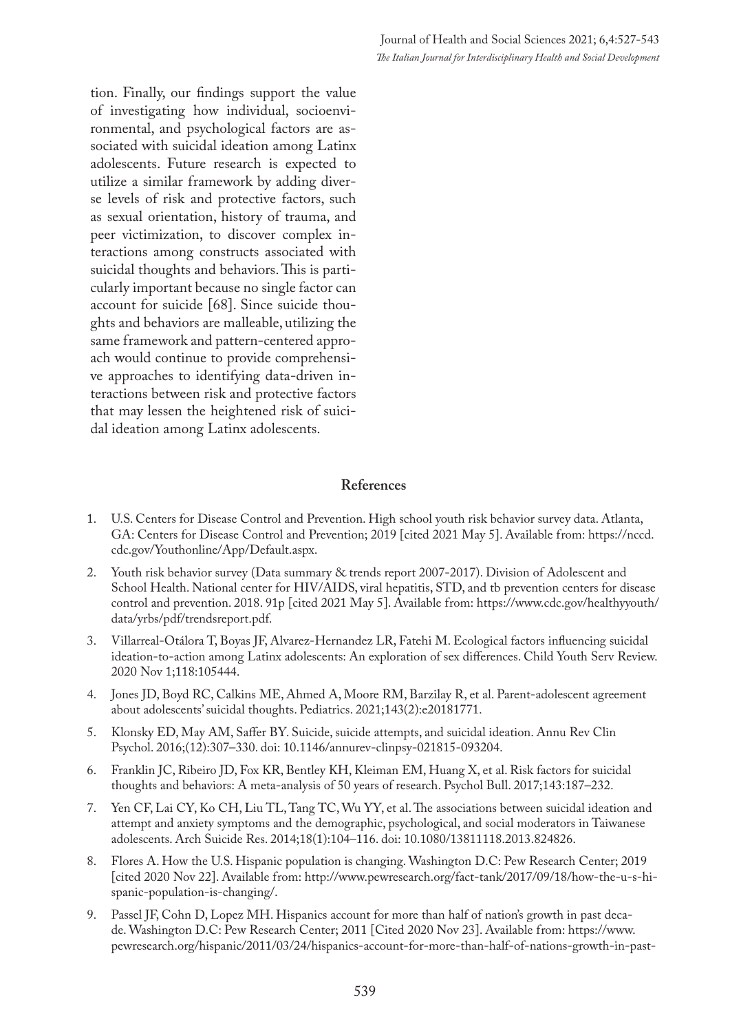tion. Finally, our findings support the value of investigating how individual, socioenvironmental, and psychological factors are associated with suicidal ideation among Latinx adolescents. Future research is expected to utilize a similar framework by adding diverse levels of risk and protective factors, such as sexual orientation, history of trauma, and peer victimization, to discover complex interactions among constructs associated with suicidal thoughts and behaviors. This is particularly important because no single factor can account for suicide [68]. Since suicide thoughts and behaviors are malleable, utilizing the same framework and pattern-centered approach would continue to provide comprehensive approaches to identifying data-driven interactions between risk and protective factors that may lessen the heightened risk of suicidal ideation among Latinx adolescents.

## References

1. U.S. Centers for Disease Control and Prevention. High school youth risk behavior survey data. Atlanta, GA: Centers for Disease Control and Prevention; 2019 [cited 2021 May 5]. Available from: https://nccd.cdc.gov/Youthonline/App/Default.aspx.
2. Youth risk behavior survey (Data summary & trends report 2007-2017). Division of Adolescent and School Health. National center for HIV/AIDS, viral hepatitis, STD, and tb prevention centers for disease control and prevention. 2018. 91p [cited 2021 May 5]. Available from: https://www.cdc.gov/healthyyouth/data/yrbs/pdf/trendsreport.pdf.
3. Villarreal-Otálora T, Boyas JF, Alvarez-Hernandez LR, Fatehi M. Ecological factors influencing suicidal ideation-to-action among Latinx adolescents: An exploration of sex differences. Child Youth Serv Review. 2020 Nov 1;118:105444.
4. Jones JD, Boyd RC, Calkins ME, Ahmed A, Moore RM, Barzilay R, et al. Parent-adolescent agreement about adolescents' suicidal thoughts. Pediatrics. 2021;143(2):e20181771.
5. Klonsky ED, May AM, Saffer BY. Suicide, suicide attempts, and suicidal ideation. Annu Rev Clin Psychol. 2016;(12):307–330. doi: 10.1146/annurev-clinpsy-021815-093204.
6. Franklin JC, Ribeiro JD, Fox KR, Bentley KH, Kleiman EM, Huang X, et al. Risk factors for suicidal thoughts and behaviors: A meta-analysis of 50 years of research. Psychol Bull. 2017;143:187–232.
7. Yen CF, Lai CY, Ko CH, Liu TL, Tang TC, Wu YY, et al. The associations between suicidal ideation and attempt and anxiety symptoms and the demographic, psychological, and social moderators in Taiwanese adolescents. Arch Suicide Res. 2014;18(1):104–116. doi: 10.1080/13811118.2013.824826.
8. Flores A. How the U.S. Hispanic population is changing. Washington D.C: Pew Research Center; 2019 [cited 2020 Nov 22]. Available from: http://www.pewresearch.org/fact-tank/2017/09/18/how-the-u-s-hispanic-population-is-changing/.
9. Passel JF, Cohn D, Lopez MH. Hispanics account for more than half of nation's growth in past decade. Washington D.C: Pew Research Center; 2011 [Cited 2020 Nov 23]. Available from: https://www.pewresearch.org/hispanic/2011/03/24/hispanics-account-for-more-than-half-of-nations-growth-in-past-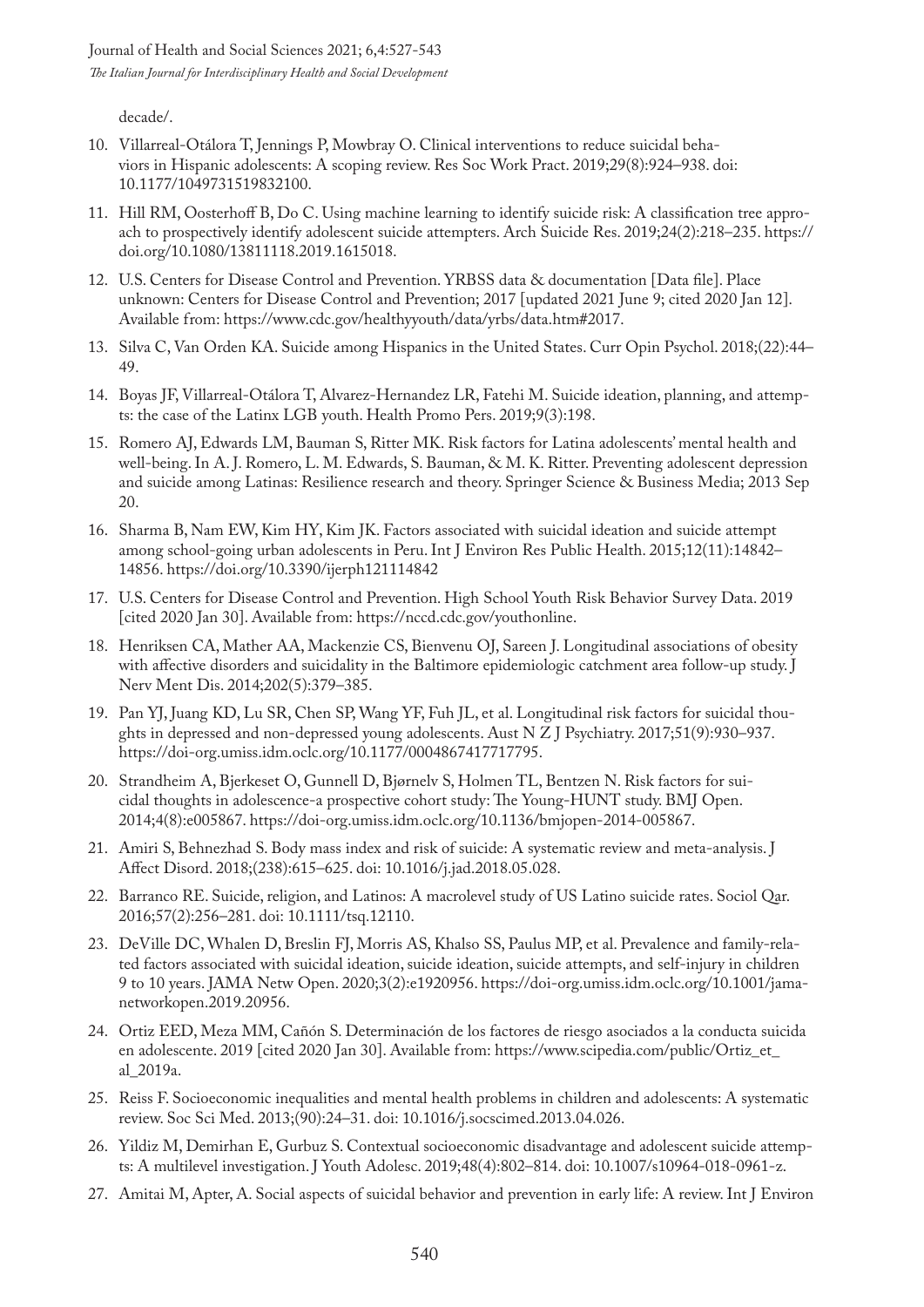decade/.

10. Villarreal-Otálora T, Jennings P, Mowbray O. Clinical interventions to reduce suicidal behaviors in Hispanic adolescents: A scoping review. Res Soc Work Pract. 2019;29(8):924–938. doi: 10.1177/1049731519832100.
11. Hill RM, Oosterhoff B, Do C. Using machine learning to identify suicide risk: A classification tree approach to prospectively identify adolescent suicide attempters. Arch Suicide Res. 2019;24(2):218–235. https://doi.org/10.1080/13811118.2019.1615018.
12. U.S. Centers for Disease Control and Prevention. YRBSS data & documentation [Data file]. Place unknown: Centers for Disease Control and Prevention; 2017 [updated 2021 June 9; cited 2020 Jan 12]. Available from: https://www.cdc.gov/healthyyouth/data/yrbs/data.htm#2017.
13. Silva C, Van Orden KA. Suicide among Hispanics in the United States. Curr Opin Psychol. 2018;(22):44–49.
14. Boyas JF, Villarreal-Otálora T, Alvarez-Hernandez LR, Fatehi M. Suicide ideation, planning, and attempts: the case of the Latinx LGB youth. Health Promo Pers. 2019;9(3):198.
15. Romero AJ, Edwards LM, Bauman S, Ritter MK. Risk factors for Latina adolescents' mental health and well-being. In A. J. Romero, L. M. Edwards, S. Bauman, & M. K. Ritter. Preventing adolescent depression and suicide among Latinas: Resilience research and theory. Springer Science & Business Media; 2013 Sep 20.
16. Sharma B, Nam EW, Kim HY, Kim JK. Factors associated with suicidal ideation and suicide attempt among school-going urban adolescents in Peru. Int J Environ Res Public Health. 2015;12(11):14842–14856. https://doi.org/10.3390/ijerph121114842
17. U.S. Centers for Disease Control and Prevention. High School Youth Risk Behavior Survey Data. 2019 [cited 2020 Jan 30]. Available from: https://nccd.cdc.gov/youthonline.
18. Henriksen CA, Mather AA, Mackenzie CS, Bienvenu OJ, Sareen J. Longitudinal associations of obesity with affective disorders and suicidality in the Baltimore epidemiologic catchment area follow-up study. J Nerv Ment Dis. 2014;202(5):379–385.
19. Pan YJ, Juang KD, Lu SR, Chen SP, Wang YF, Fuh JL, et al. Longitudinal risk factors for suicidal thoughts in depressed and non-depressed young adolescents. Aust N Z J Psychiatry. 2017;51(9):930–937. https://doi-org.umiss.idm.oclc.org/10.1177/0004867417717795.
20. Strandheim A, Bjerkeset O, Gunnell D, Bjørnelv S, Holmen TL, Bentzen N. Risk factors for suicidal thoughts in adolescence-a prospective cohort study: The Young-HUNT study. BMJ Open. 2014;4(8):e005867. https://doi-org.umiss.idm.oclc.org/10.1136/bmjopen-2014-005867.
21. Amiri S, Behnezhad S. Body mass index and risk of suicide: A systematic review and meta-analysis. J Affect Disord. 2018;(238):615–625. doi: 10.1016/j.jad.2018.05.028.
22. Barranco RE. Suicide, religion, and Latinos: A macrolevel study of US Latino suicide rates. Sociol Qar. 2016;57(2):256–281. doi: 10.1111/tsq.12110.
23. DeVille DC, Whalen D, Breslin FJ, Morris AS, Khalso SS, Paulus MP, et al. Prevalence and family-related factors associated with suicidal ideation, suicide ideation, suicide attempts, and self-injury in children 9 to 10 years. JAMA Netw Open. 2020;3(2):e1920956. https://doi-org.umiss.idm.oclc.org/10.1001/jamanetworkopen.2019.20956.
24. Ortiz EED, Meza MM, Cañón S. Determinación de los factores de riesgo asociados a la conducta suicida en adolescente. 2019 [cited 2020 Jan 30]. Available from: https://www.scipedia.com/public/Ortiz_et_al_2019a.
25. Reiss F. Socioeconomic inequalities and mental health problems in children and adolescents: A systematic review. Soc Sci Med. 2013;(90):24–31. doi: 10.1016/j.socscimed.2013.04.026.
26. Yildiz M, Demirhan E, Gurbuz S. Contextual socioeconomic disadvantage and adolescent suicide attempts: A multilevel investigation. J Youth Adolesc. 2019;48(4):802–814. doi: 10.1007/s10964-018-0961-z.
27. Amitai M, Apter, A. Social aspects of suicidal behavior and prevention in early life: A review. Int J Environ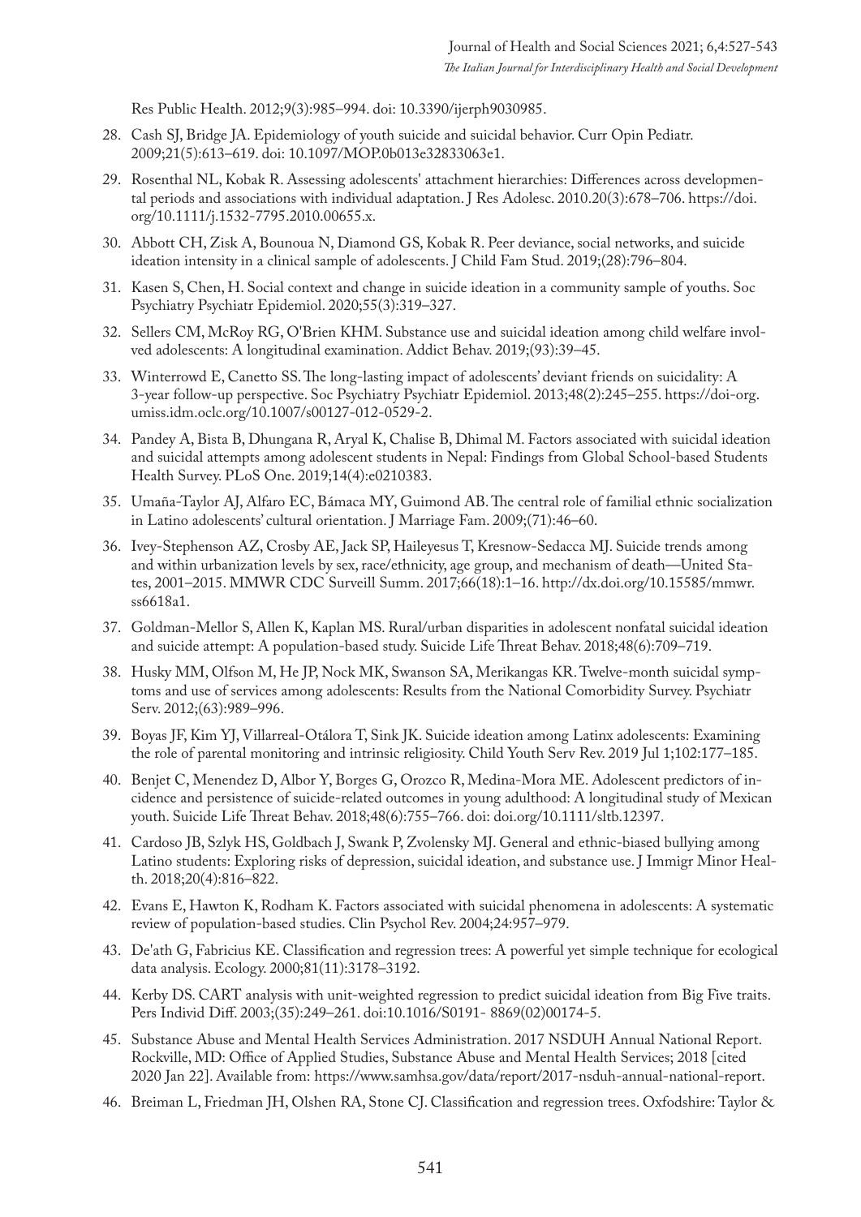Res Public Health. 2012;9(3):985–994. doi: 10.3390/ijerph9030985.

28. Cash SJ, Bridge JA. Epidemiology of youth suicide and suicidal behavior. Curr Opin Pediatr. 2009;21(5):613–619. doi: 10.1097/MOP.0b013e32833063e1.
29. Rosenthal NL, Kobak R. Assessing adolescents' attachment hierarchies: Differences across developmental periods and associations with individual adaptation. J Res Adolesc. 2010.20(3):678–706. https://doi.org/10.1111/j.1532-7795.2010.00655.x.
30. Abbott CH, Zisk A, Bounoua N, Diamond GS, Kobak R. Peer deviance, social networks, and suicide ideation intensity in a clinical sample of adolescents. J Child Fam Stud. 2019;(28):796–804.
31. Kasen S, Chen, H. Social context and change in suicide ideation in a community sample of youths. Soc Psychiatry Psychiatr Epidemiol. 2020;55(3):319–327.
32. Sellers CM, McRoy RG, O'Brien KHM. Substance use and suicidal ideation among child welfare involved adolescents: A longitudinal examination. Addict Behav. 2019;(93):39–45.
33. Winterrowd E, Canetto SS. The long-lasting impact of adolescents' deviant friends on suicidality: A 3-year follow-up perspective. Soc Psychiatry Psychiatr Epidemiol. 2013;48(2):245–255. https://doi-org.umiss.idm.oclc.org/10.1007/s00127-012-0529-2.
34. Pandey A, Bista B, Dhungana R, Aryal K, Chalise B, Dhimal M. Factors associated with suicidal ideation and suicidal attempts among adolescent students in Nepal: Findings from Global School-based Students Health Survey. PLoS One. 2019;14(4):e0210383.
35. Umaña-Taylor AJ, Alfaro EC, Bámaca MY, Guimond AB. The central role of familial ethnic socialization in Latino adolescents' cultural orientation. J Marriage Fam. 2009;(71):46–60.
36. Ivey-Stephenson AZ, Crosby AE, Jack SP, Haileyesus T, Kresnow-Sedacca MJ. Suicide trends among and within urbanization levels by sex, race/ethnicity, age group, and mechanism of death—United States, 2001–2015. MMWR CDC Surveill Summ. 2017;66(18):1–16. http://dx.doi.org/10.15585/mmwr.ss6618a1.
37. Goldman-Mellor S, Allen K, Kaplan MS. Rural/urban disparities in adolescent nonfatal suicidal ideation and suicide attempt: A population-based study. Suicide Life Threat Behav. 2018;48(6):709–719.
38. Husky MM, Olfson M, He JP, Nock MK, Swanson SA, Merikangas KR. Twelve-month suicidal symptoms and use of services among adolescents: Results from the National Comorbidity Survey. Psychiatr Serv. 2012;(63):989–996.
39. Boyas JF, Kim YJ, Villarreal-Otálora T, Sink JK. Suicide ideation among Latinx adolescents: Examining the role of parental monitoring and intrinsic religiosity. Child Youth Serv Rev. 2019 Jul 1;102:177–185.
40. Benjet C, Menendez D, Albor Y, Borges G, Orozco R, Medina-Mora ME. Adolescent predictors of incidence and persistence of suicide-related outcomes in young adulthood: A longitudinal study of Mexican youth. Suicide Life Threat Behav. 2018;48(6):755–766. doi: doi.org/10.1111/sltb.12397.
41. Cardoso JB, Szlyk HS, Goldbach J, Swank P, Zvolensky MJ. General and ethnic-biased bullying among Latino students: Exploring risks of depression, suicidal ideation, and substance use. J Immigr Minor Health. 2018;20(4):816–822.
42. Evans E, Hawton K, Rodham K. Factors associated with suicidal phenomena in adolescents: A systematic review of population-based studies. Clin Psychol Rev. 2004;24:957–979.
43. De'ath G, Fabricius KE. Classification and regression trees: A powerful yet simple technique for ecological data analysis. Ecology. 2000;81(11):3178–3192.
44. Kerby DS. CART analysis with unit-weighted regression to predict suicidal ideation from Big Five traits. Pers Individ Diff. 2003;(35):249–261. doi:10.1016/S0191- 8869(02)00174-5.
45. Substance Abuse and Mental Health Services Administration. 2017 NSDUH Annual National Report. Rockville, MD: Office of Applied Studies, Substance Abuse and Mental Health Services; 2018 [cited 2020 Jan 22]. Available from: https://www.samhsa.gov/data/report/2017-nsduh-annual-national-report.
46. Breiman L, Friedman JH, Olshen RA, Stone CJ. Classification and regression trees. Oxfodshire: Taylor &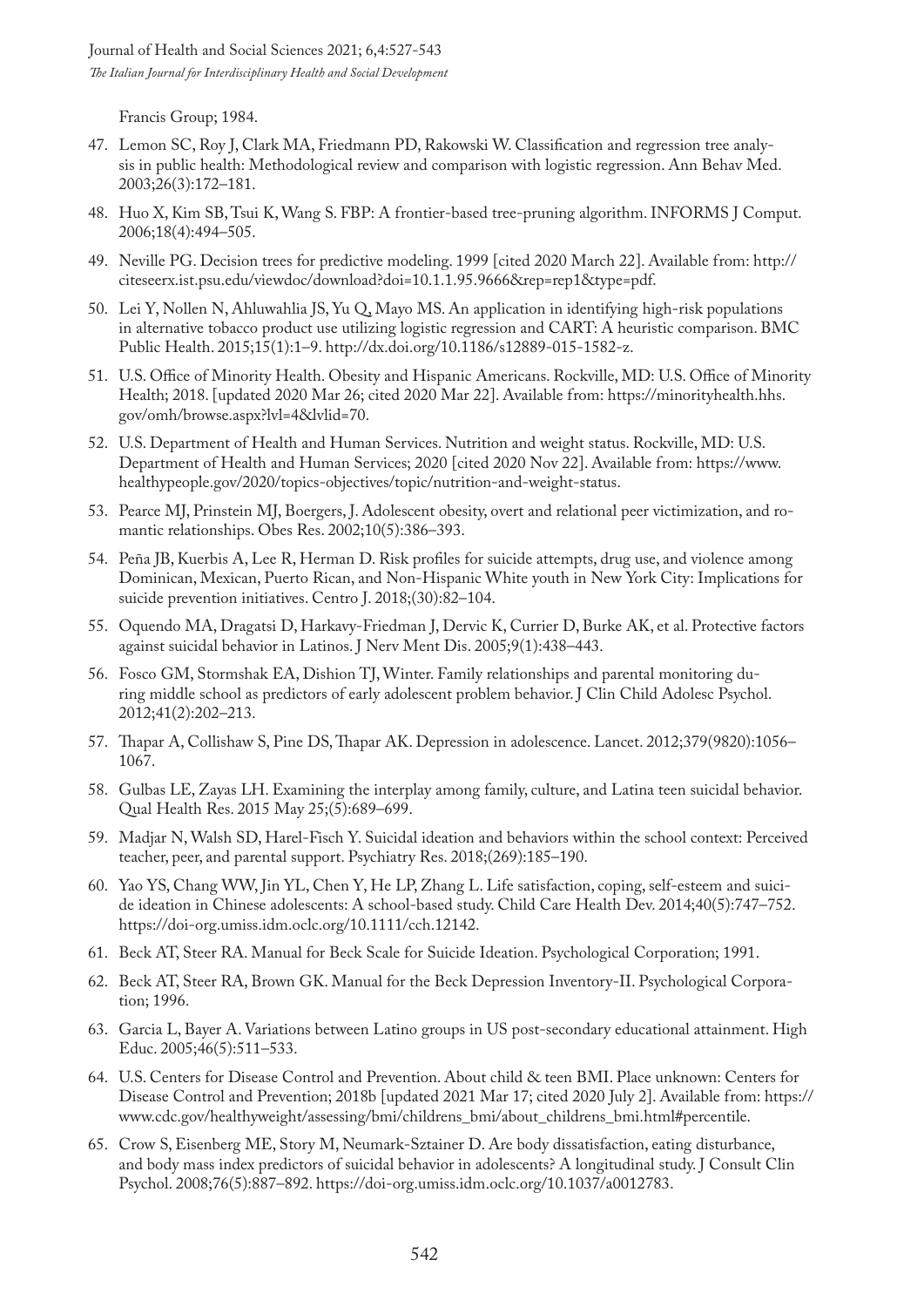Francis Group; 1984.

47. Lemon SC, Roy J, Clark MA, Friedmann PD, Rakowski W. Classification and regression tree analysis in public health: Methodological review and comparison with logistic regression. Ann Behav Med. 2003;26(3):172–181.
48. Huo X, Kim SB, Tsui K, Wang S. FBP: A frontier-based tree-pruning algorithm. INFORMS J Comput. 2006;18(4):494–505.
49. Neville PG. Decision trees for predictive modeling. 1999 [cited 2020 March 22]. Available from: http://citeseerx.ist.psu.edu/viewdoc/download?doi=10.1.1.95.9666&rep=rep1&type=pdf.
50. Lei Y, Nollen N, Ahluwahlia JS, Yu Q, Mayo MS. An application in identifying high-risk populations in alternative tobacco product use utilizing logistic regression and CART: A heuristic comparison. BMC Public Health. 2015;15(1):1–9. http://dx.doi.org/10.1186/s12889-015-1582-z.
51. U.S. Office of Minority Health. Obesity and Hispanic Americans. Rockville, MD: U.S. Office of Minority Health; 2018. [updated 2020 Mar 26; cited 2020 Mar 22]. Available from: https://minorityhealth.hhs.gov/omh/browse.aspx?lvl=4&lvlid=70.
52. U.S. Department of Health and Human Services. Nutrition and weight status. Rockville, MD: U.S. Department of Health and Human Services; 2020 [cited 2020 Nov 22]. Available from: https://www.healthypeople.gov/2020/topics-objectives/topic/nutrition-and-weight-status.
53. Pearce MJ, Prinstein MJ, Boergers, J. Adolescent obesity, overt and relational peer victimization, and romantic relationships. Obes Res. 2002;10(5):386–393.
54. Peña JB, Kuerbis A, Lee R, Herman D. Risk profiles for suicide attempts, drug use, and violence among Dominican, Mexican, Puerto Rican, and Non-Hispanic White youth in New York City: Implications for suicide prevention initiatives. Centro J. 2018;(30):82–104.
55. Oquendo MA, Dragatsi D, Harkavy-Friedman J, Dervic K, Currier D, Burke AK, et al. Protective factors against suicidal behavior in Latinos. J Nerv Ment Dis. 2005;9(1):438–443.
56. Fosco GM, Stormshak EA, Dishion TJ, Winter. Family relationships and parental monitoring during middle school as predictors of early adolescent problem behavior. J Clin Child Adolesc Psychol. 2012;41(2):202–213.
57. Thapar A, Collishaw S, Pine DS, Thapar AK. Depression in adolescence. Lancet. 2012;379(9820):1056–1067.
58. Gulbas LE, Zayas LH. Examining the interplay among family, culture, and Latina teen suicidal behavior. Qual Health Res. 2015 May 25;(5):689–699.
59. Madjar N, Walsh SD, Harel-Fisch Y. Suicidal ideation and behaviors within the school context: Perceived teacher, peer, and parental support. Psychiatry Res. 2018;(269):185–190.
60. Yao YS, Chang WW, Jin YL, Chen Y, He LP, Zhang L. Life satisfaction, coping, self-esteem and suicide ideation in Chinese adolescents: A school-based study. Child Care Health Dev. 2014;40(5):747–752. https://doi-org.umiss.idm.oclc.org/10.1111/cch.12142.
61. Beck AT, Steer RA. Manual for Beck Scale for Suicide Ideation. Psychological Corporation; 1991.
62. Beck AT, Steer RA, Brown GK. Manual for the Beck Depression Inventory-II. Psychological Corporation; 1996.
63. Garcia L, Bayer A. Variations between Latino groups in US post-secondary educational attainment. High Educ. 2005;46(5):511–533.
64. U.S. Centers for Disease Control and Prevention. About child & teen BMI. Place unknown: Centers for Disease Control and Prevention; 2018b [updated 2021 Mar 17; cited 2020 July 2]. Available from: https://www.cdc.gov/healthyweight/assessing/bmi/childrens_bmi/about_childrens_bmi.html#percentile.
65. Crow S, Eisenberg ME, Story M, Neumark-Sztainer D. Are body dissatisfaction, eating disturbance, and body mass index predictors of suicidal behavior in adolescents? A longitudinal study. J Consult Clin Psychol. 2008;76(5):887–892. https://doi-org.umiss.idm.oclc.org/10.1037/a0012783.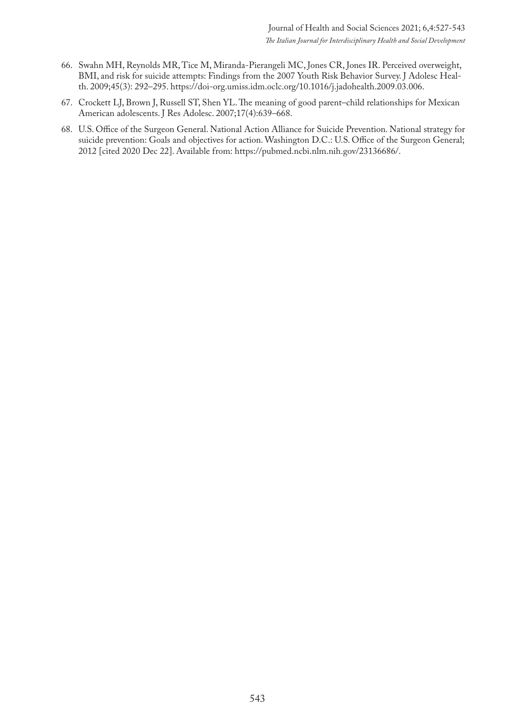66. Swahn MH, Reynolds MR, Tice M, Miranda-Pierangeli MC, Jones CR, Jones IR. Perceived overweight, BMI, and risk for suicide attempts: Findings from the 2007 Youth Risk Behavior Survey. J Adolesc Health. 2009;45(3): 292–295. https://doi-org.umiss.idm.oclc.org/10.1016/j.jadohealth.2009.03.006.
67. Crockett LJ, Brown J, Russell ST, Shen YL. The meaning of good parent–child relationships for Mexican American adolescents. J Res Adolesc. 2007;17(4):639–668.
68. U.S. Office of the Surgeon General. National Action Alliance for Suicide Prevention. National strategy for suicide prevention: Goals and objectives for action. Washington D.C.: U.S. Office of the Surgeon General; 2012 [cited 2020 Dec 22]. Available from: https://pubmed.ncbi.nlm.nih.gov/23136686/.